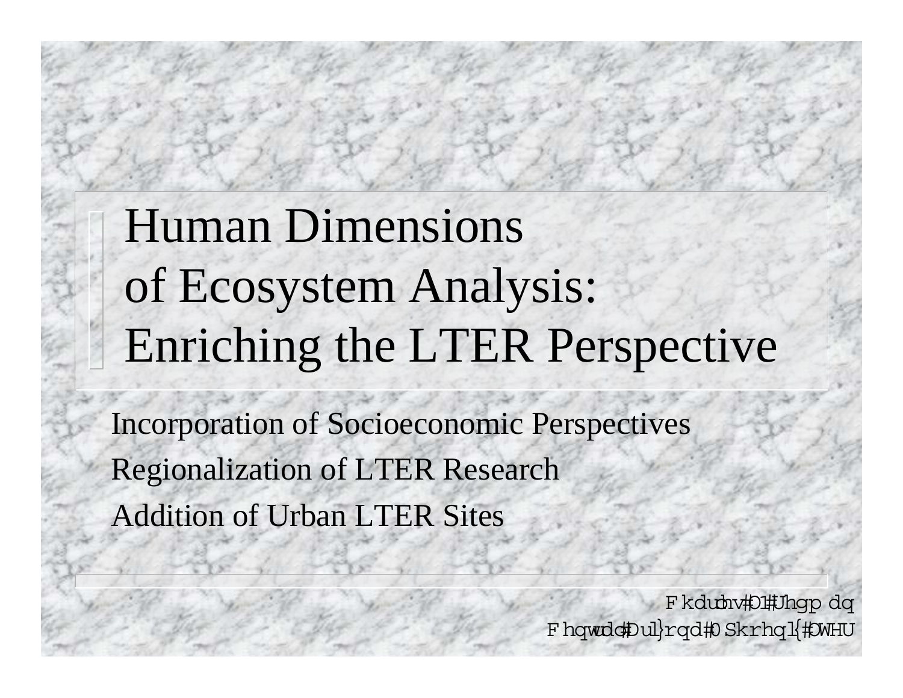# Human Dimensions of Ecosystem Analysis: Enriching the LTER Perspective

- Incorporation of Socioeconomic Perspectives
- Regionalization of LTER Research
- Addition of Urban LTER Sites

Charles L. Redman
Central Arizona -Phoenix LTER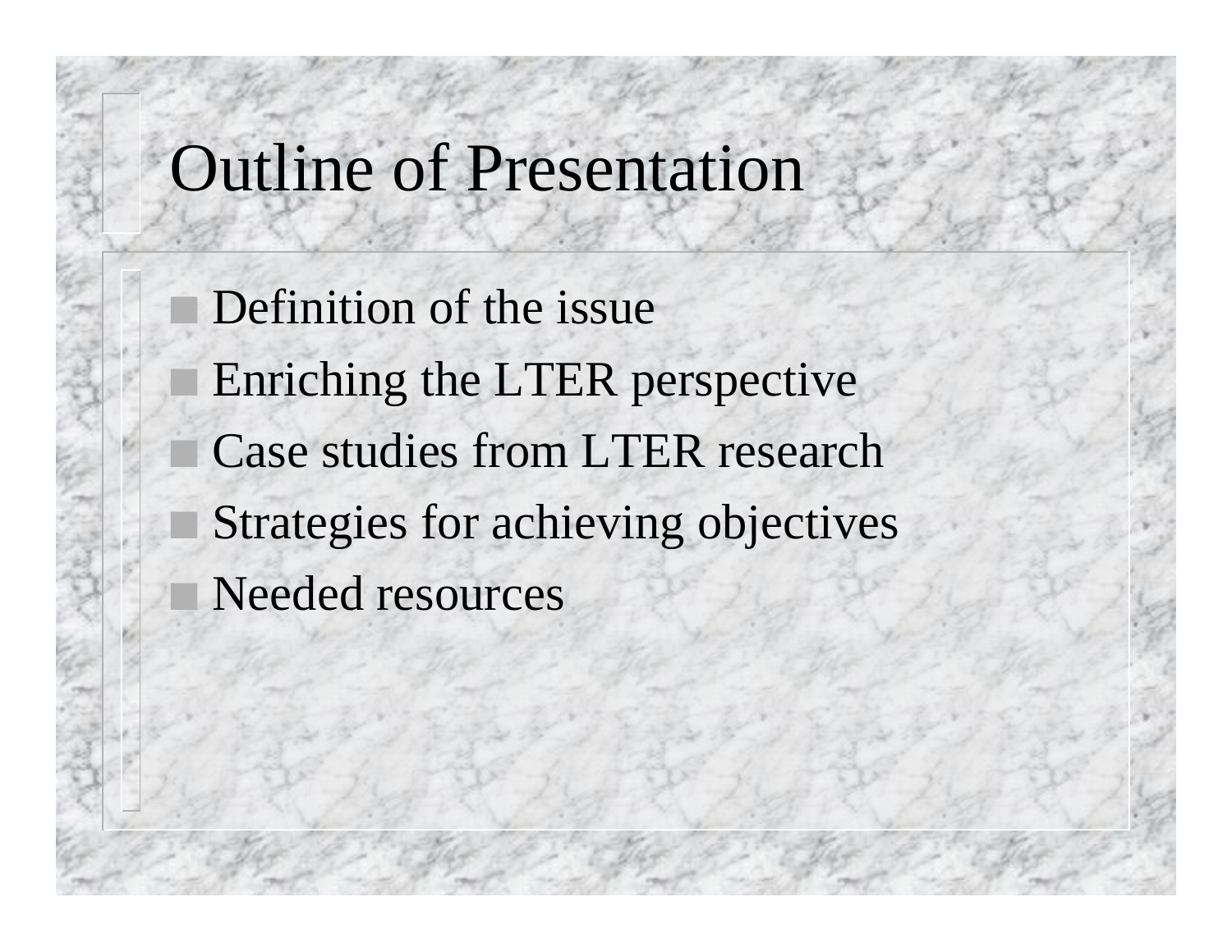# Outline of Presentation

- Definition of the issue
- Enriching the LTER perspective
- Case studies from LTER research
- Strategies for achieving objectives
- Needed resources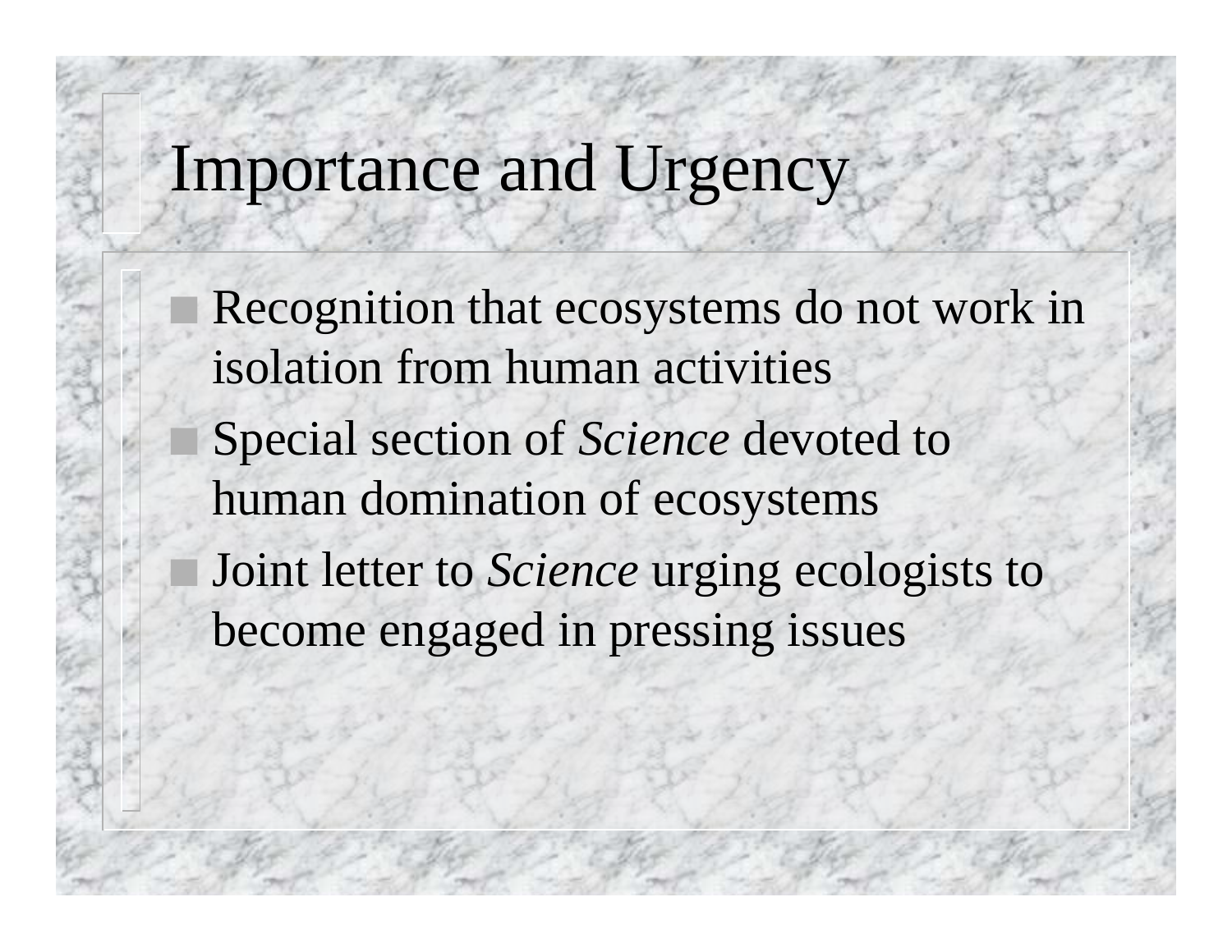# Importance and Urgency

- Recognition that ecosystems do not work in isolation from human activities
- Special section of *Science* devoted to human domination of ecosystems
- Joint letter to *Science* urging ecologists to become engaged in pressing issues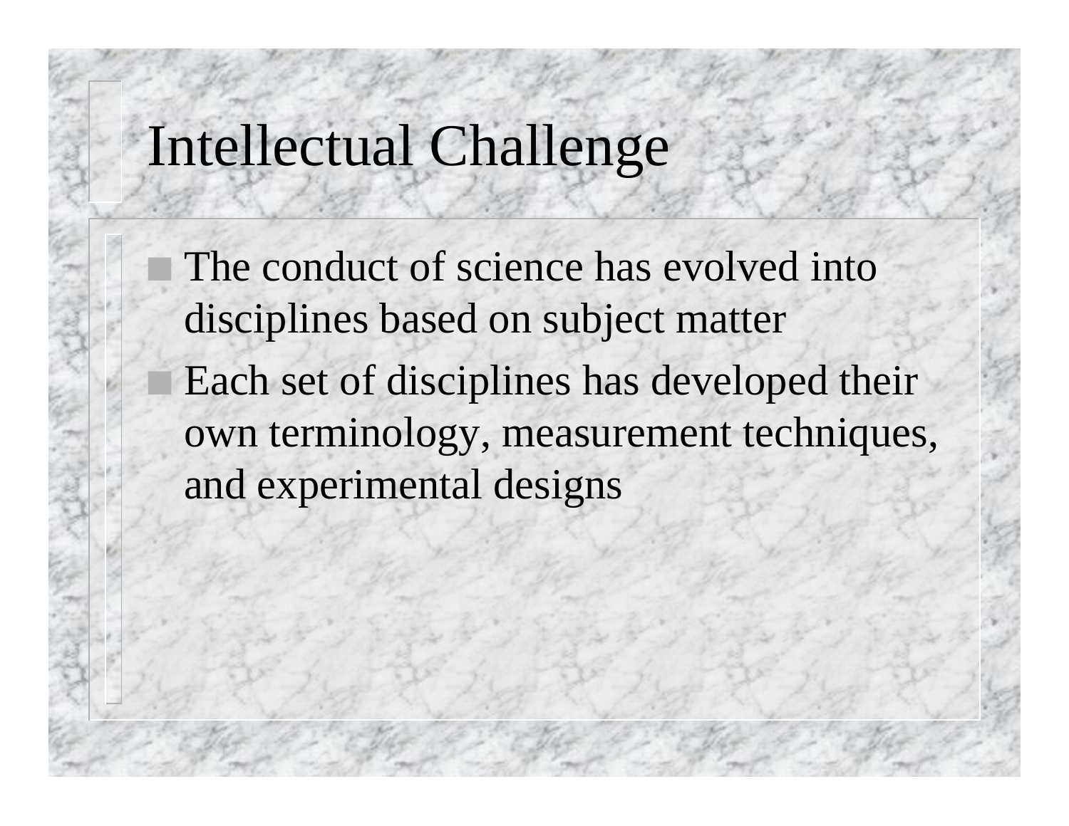# Intellectual Challenge

- The conduct of science has evolved into disciplines based on subject matter
- Each set of disciplines has developed their own terminology, measurement techniques, and experimental designs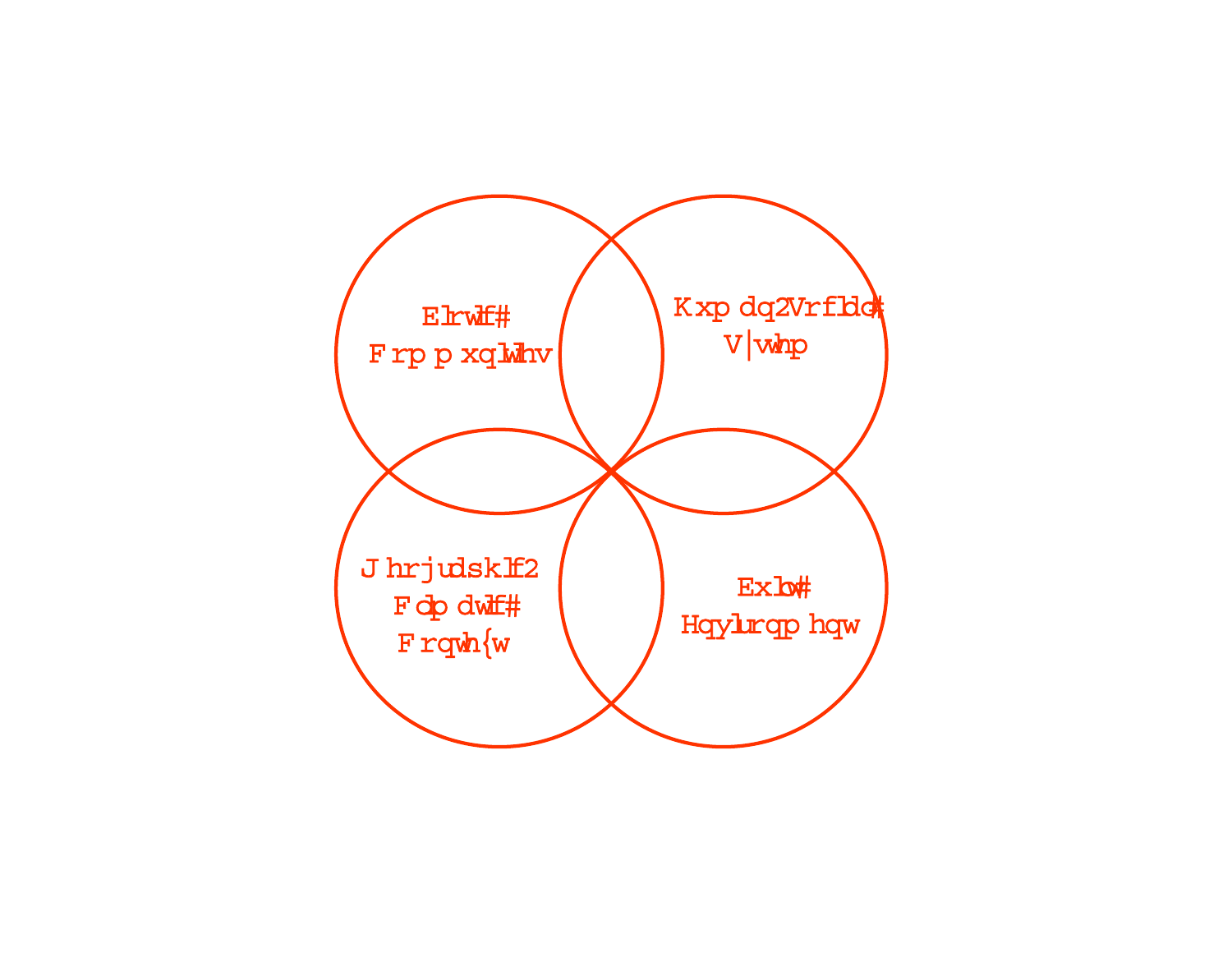Elrwlf#
Frp p xqlwhv

Kxp dq2Vrfldo#
V|whp

J hrjudsklf2
Fdp dwlf#
Frqwh{w

Exlow#
Hqylurqp hqw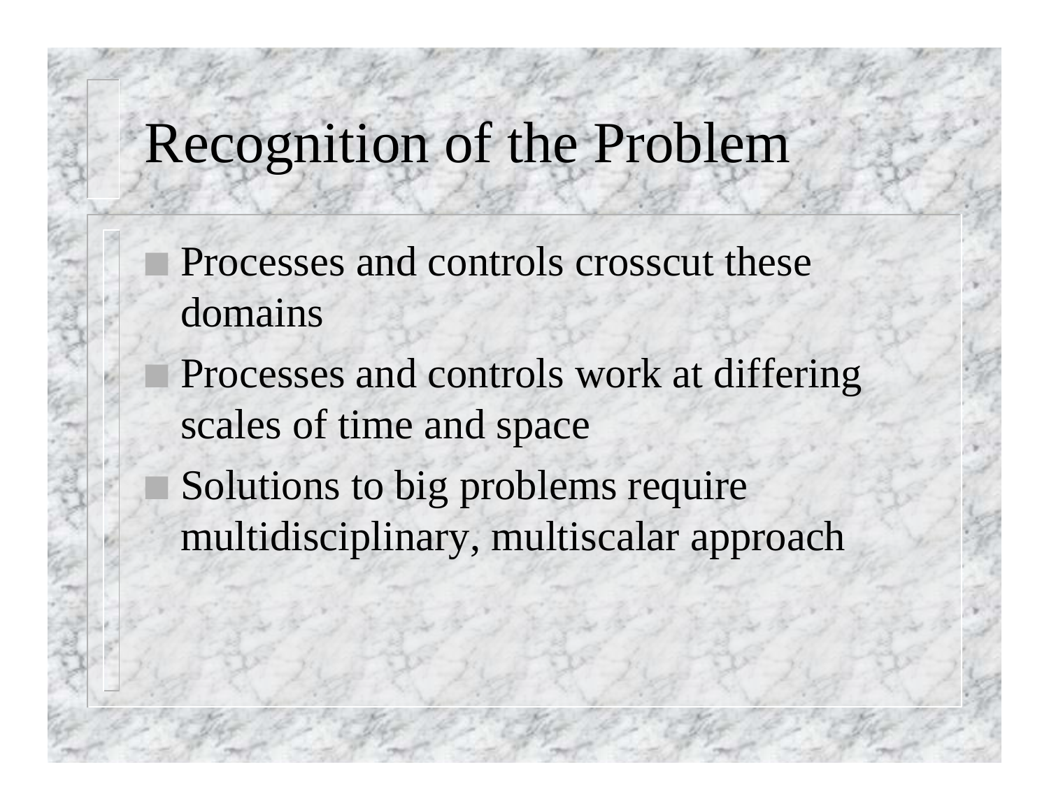# Recognition of the Problem

- Processes and controls crosscut these domains
- Processes and controls work at differing scales of time and space
- Solutions to big problems require multidisciplinary, multiscalar approach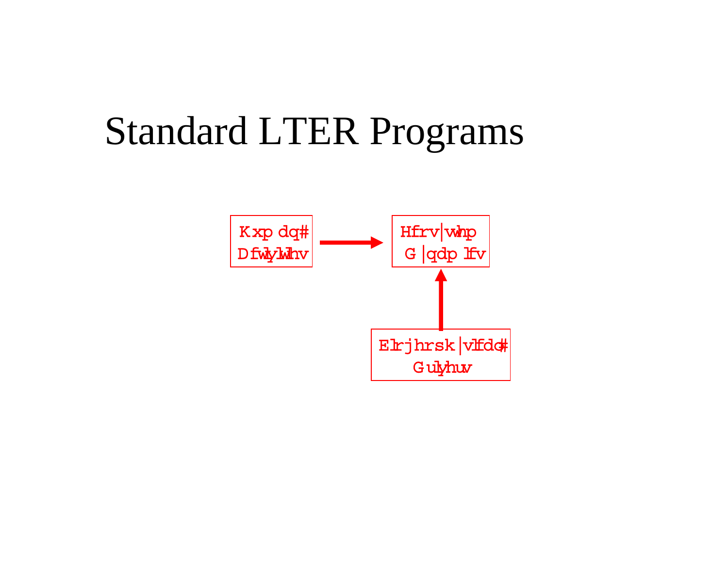# Standard LTER Programs

Kxp dq# Dfwlylwlhv

Hfrv|whp G|qdp lfv

Elrjhrsk|vlfdo# Gulyhuv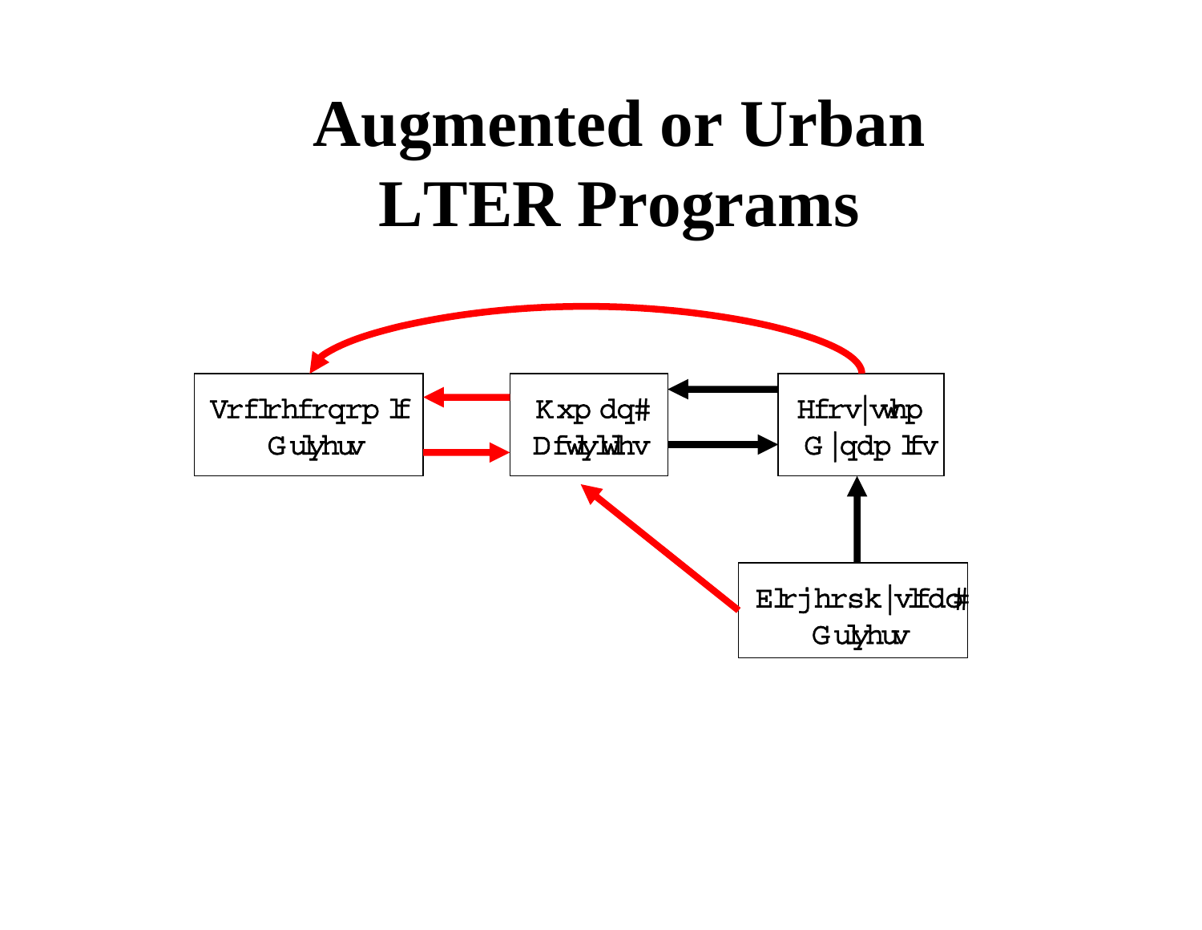# Augmented or Urban LTER Programs

Vrflrhfrqrp lf Gulyhuv

Kxp dq# Dfwlylwlhv

Hfrv|whp G|qdp lfv

Elrjhrsk|vlfdo# Gulyhuv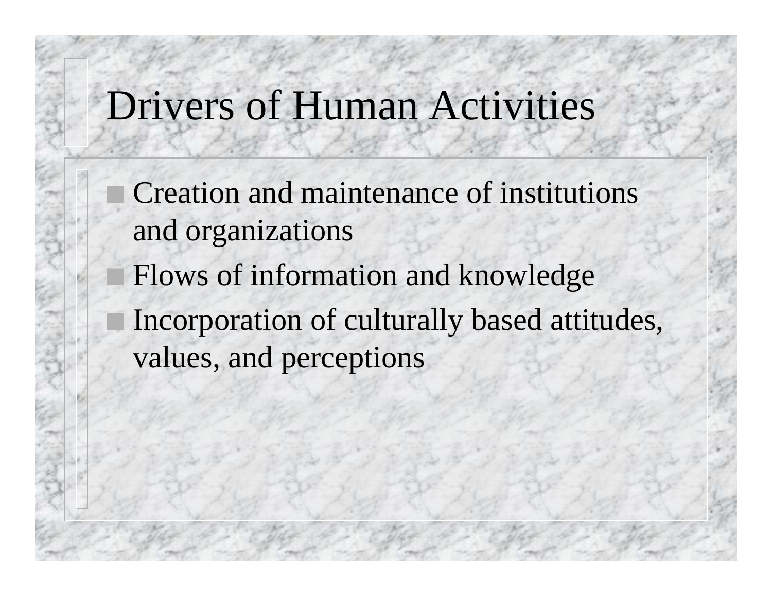# Drivers of Human Activities

- Creation and maintenance of institutions and organizations
- Flows of information and knowledge
- Incorporation of culturally based attitudes, values, and perceptions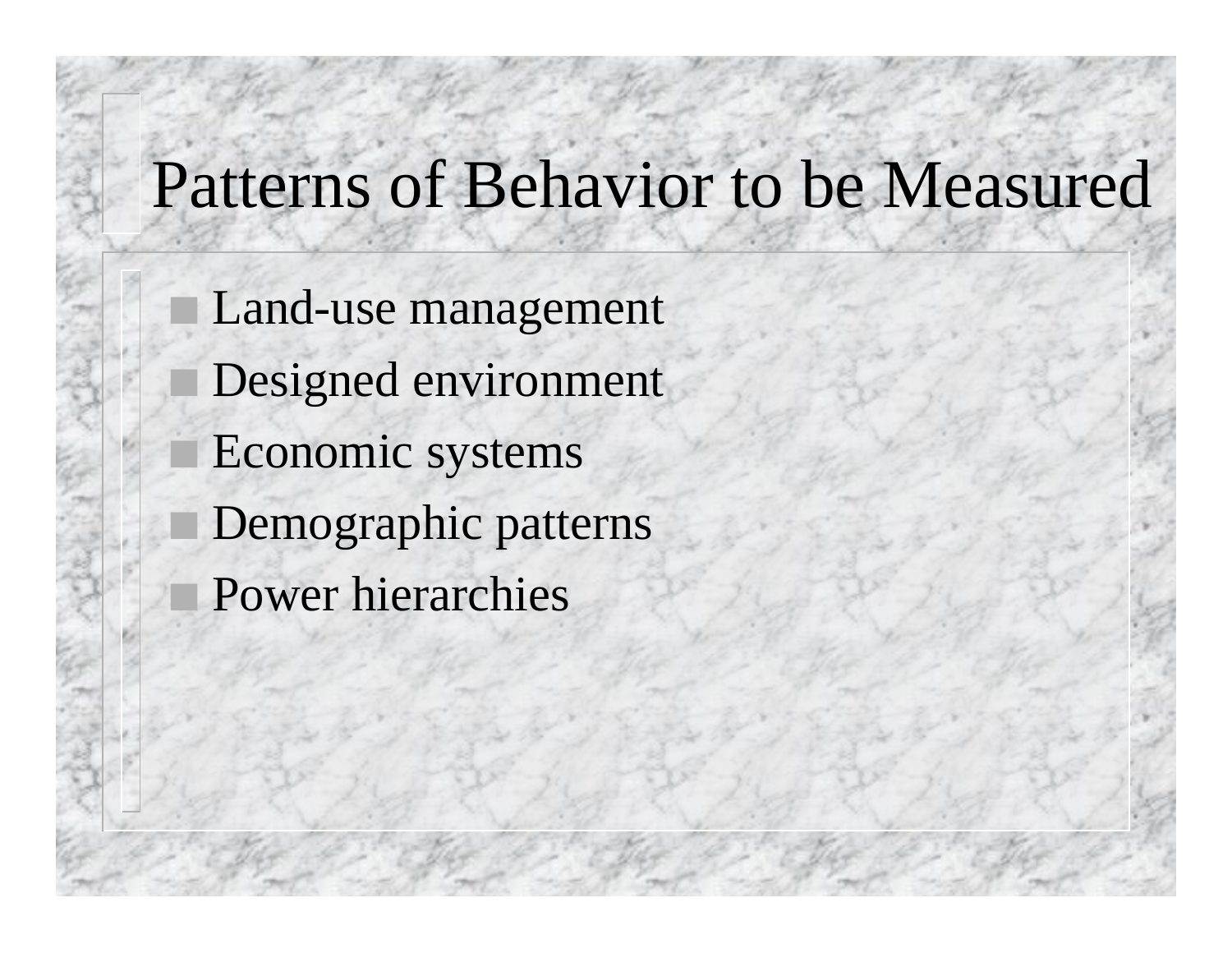# Patterns of Behavior to be Measured

- Land-use management
- Designed environment
- Economic systems
- Demographic patterns
- Power hierarchies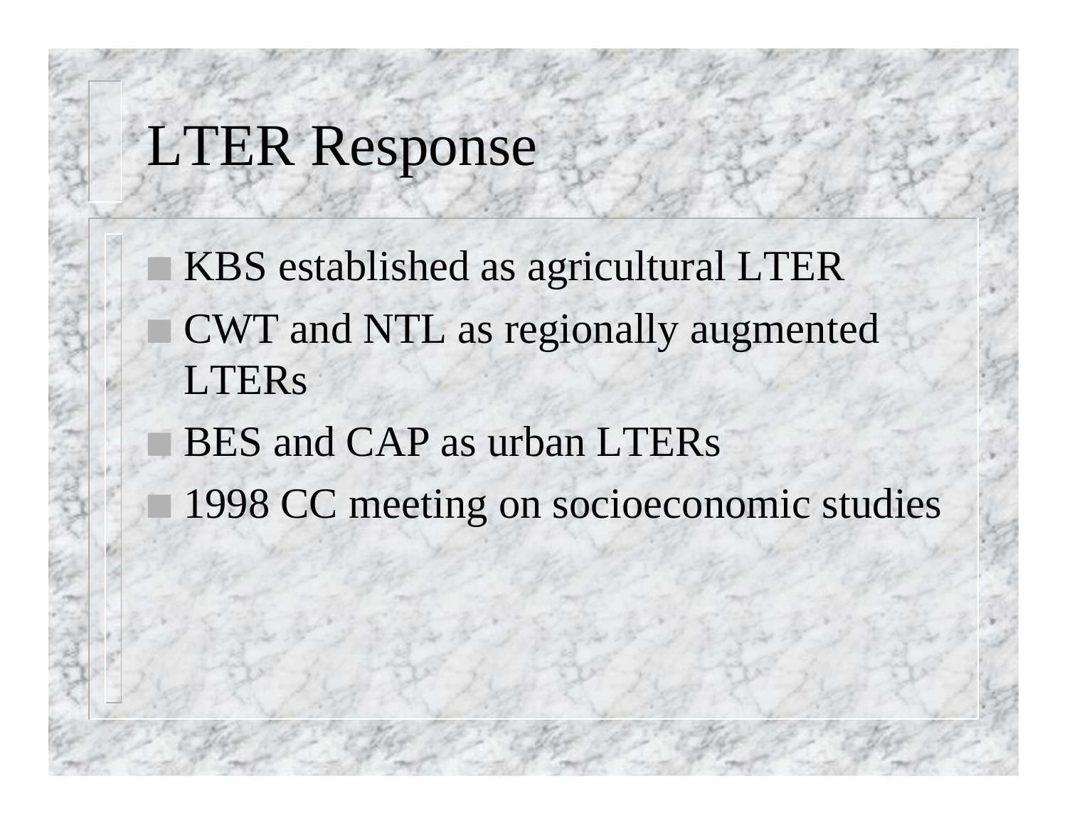# LTER Response

- KBS established as agricultural LTER
- CWT and NTL as regionally augmented LTERs
- BES and CAP as urban LTERs
- 1998 CC meeting on socioeconomic studies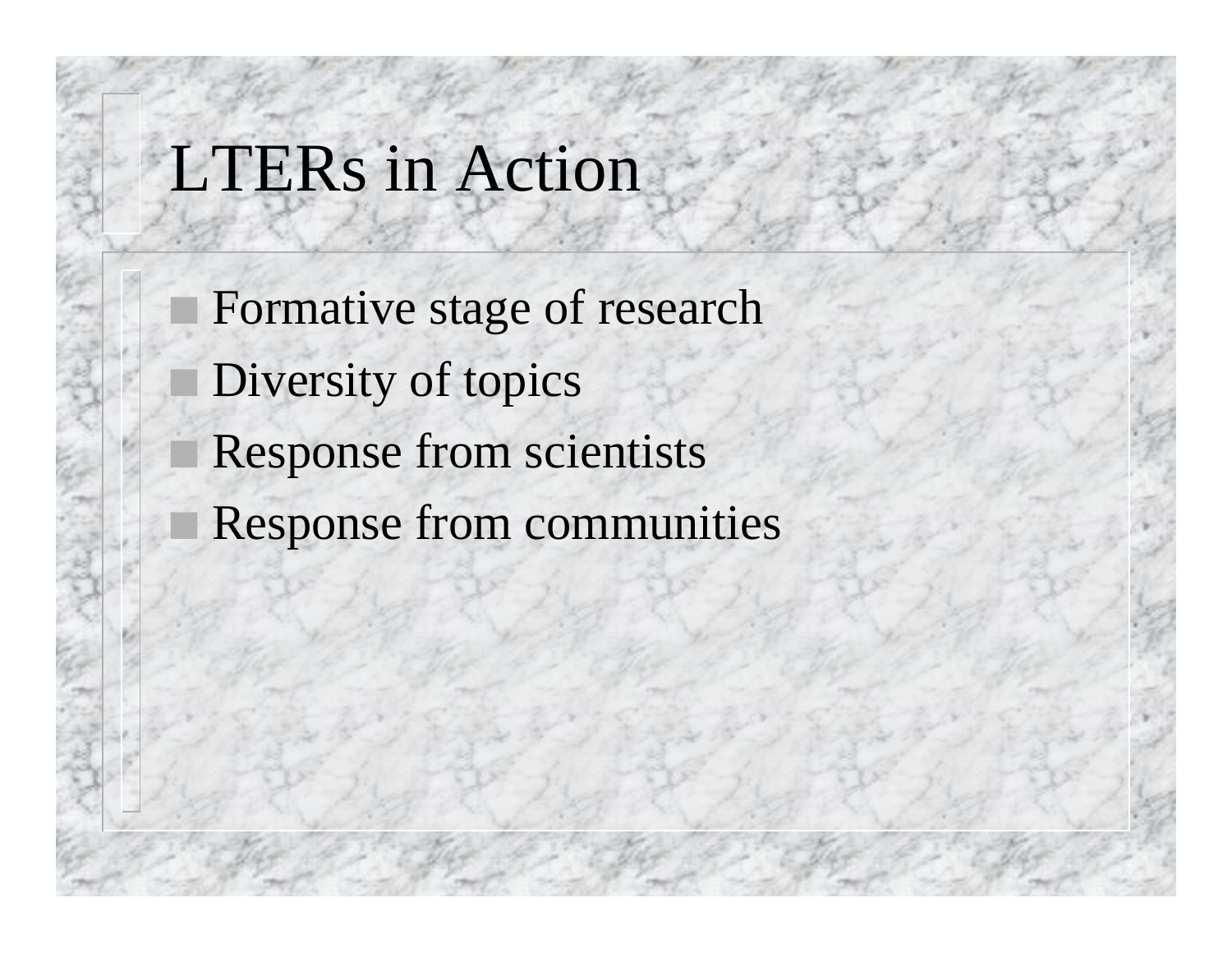# LTERs in Action

- Formative stage of research
- Diversity of topics
- Response from scientists
- Response from communities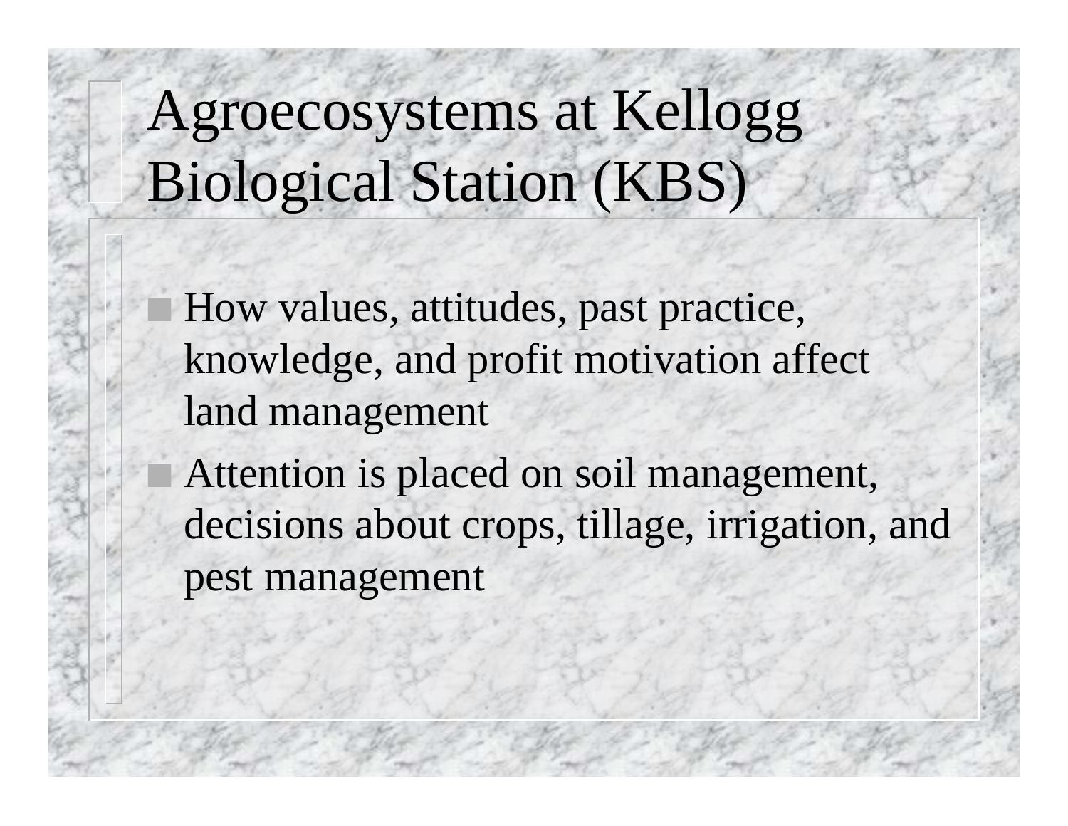# Agroecosystems at Kellogg Biological Station (KBS)

- How values, attitudes, past practice, knowledge, and profit motivation affect land management
- Attention is placed on soil management, decisions about crops, tillage, irrigation, and pest management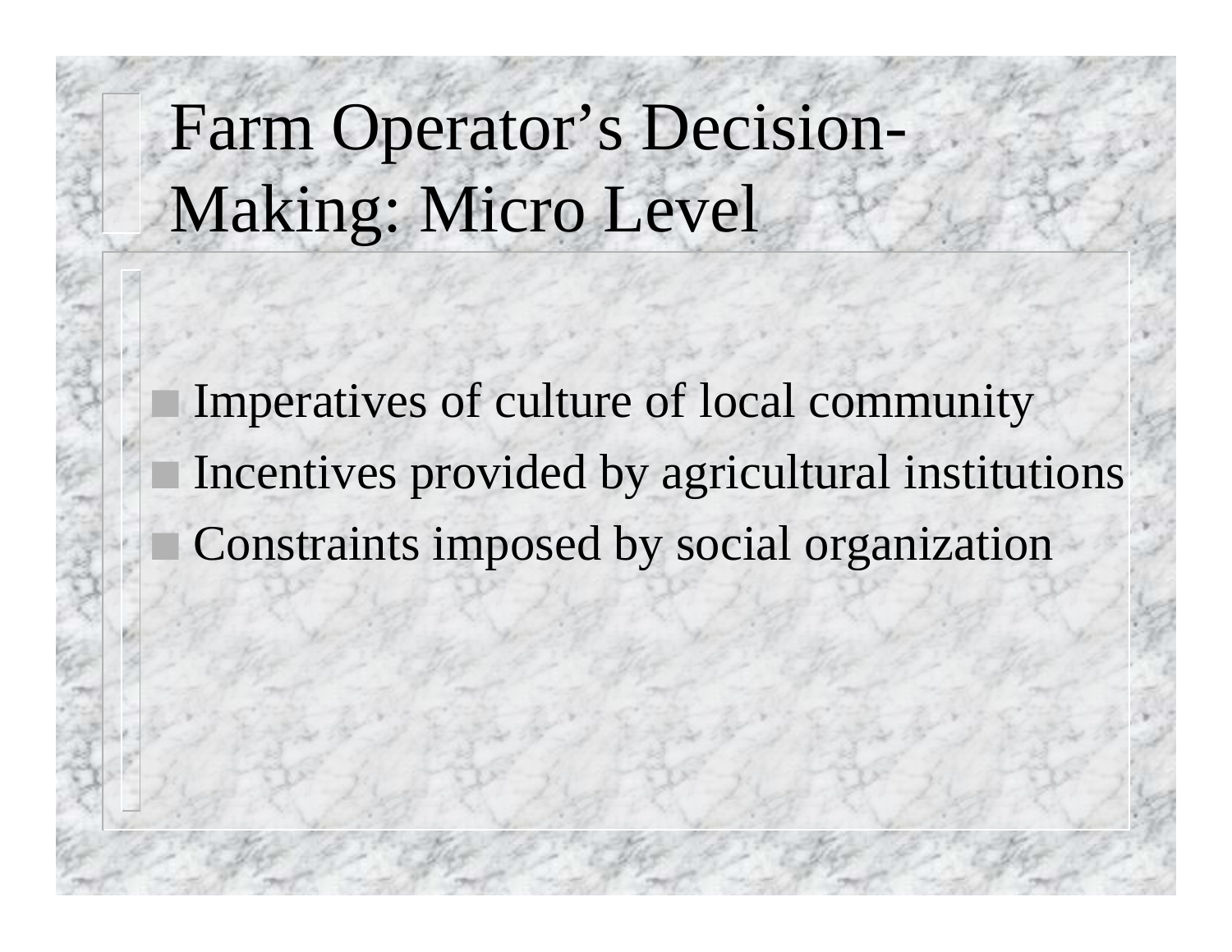# Farm Operator's Decision-Making: Micro Level

- Imperatives of culture of local community
- Incentives provided by agricultural institutions
- Constraints imposed by social organization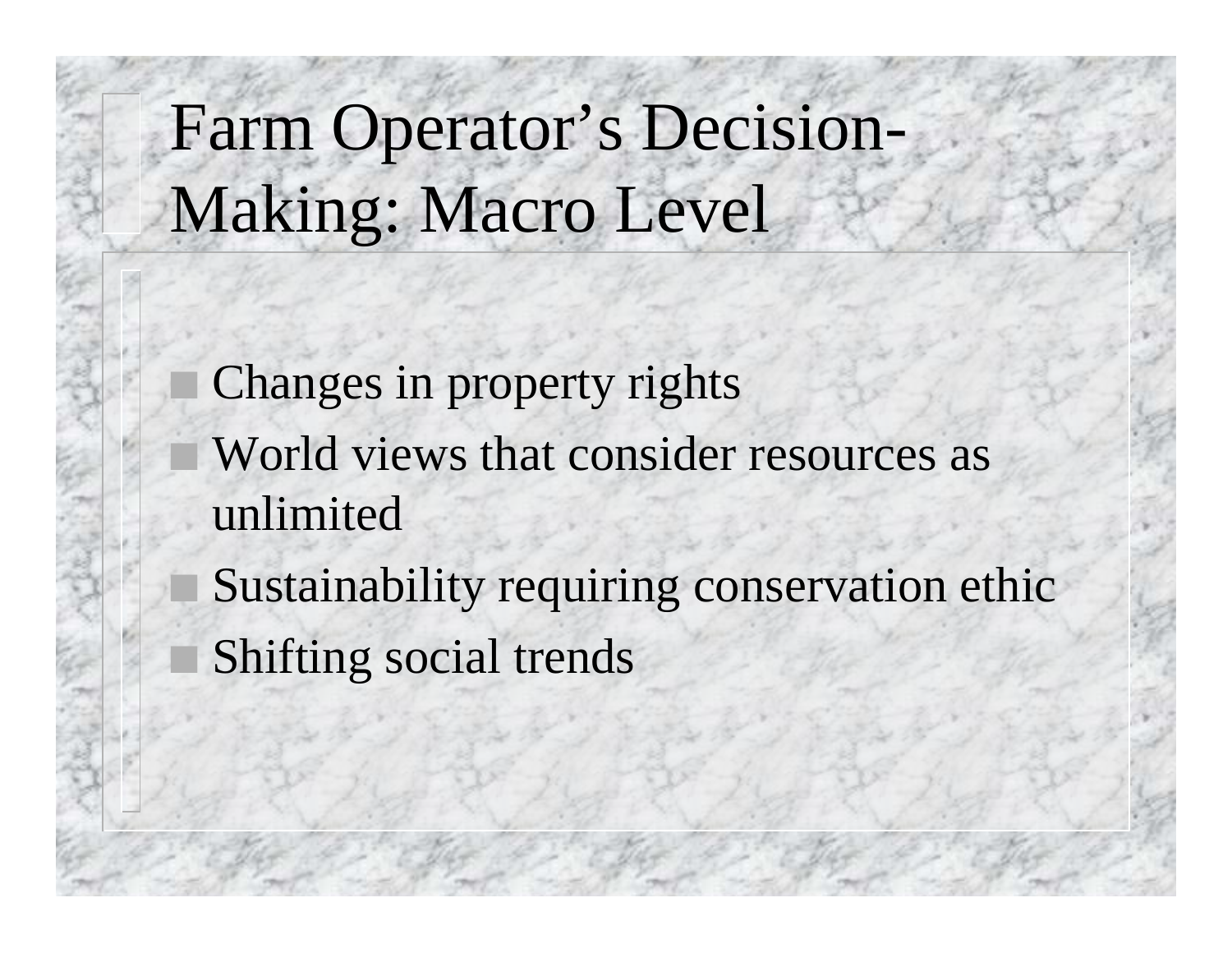# Farm Operator's Decision-Making: Macro Level

- Changes in property rights
- World views that consider resources as unlimited
- Sustainability requiring conservation ethic
- Shifting social trends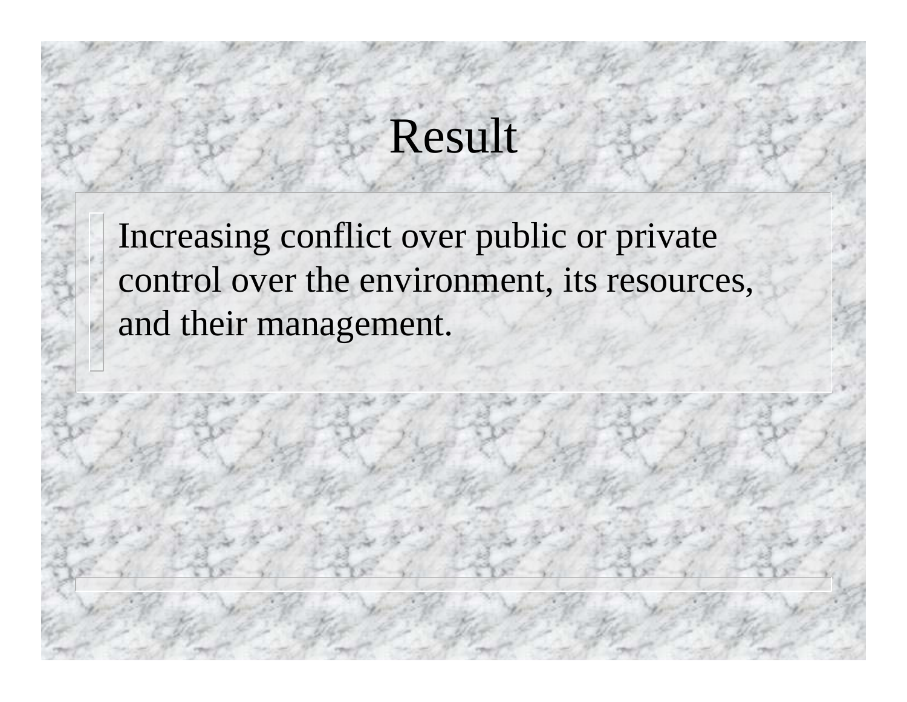# Result

- Increasing conflict over public or private control over the environment, its resources, and their management.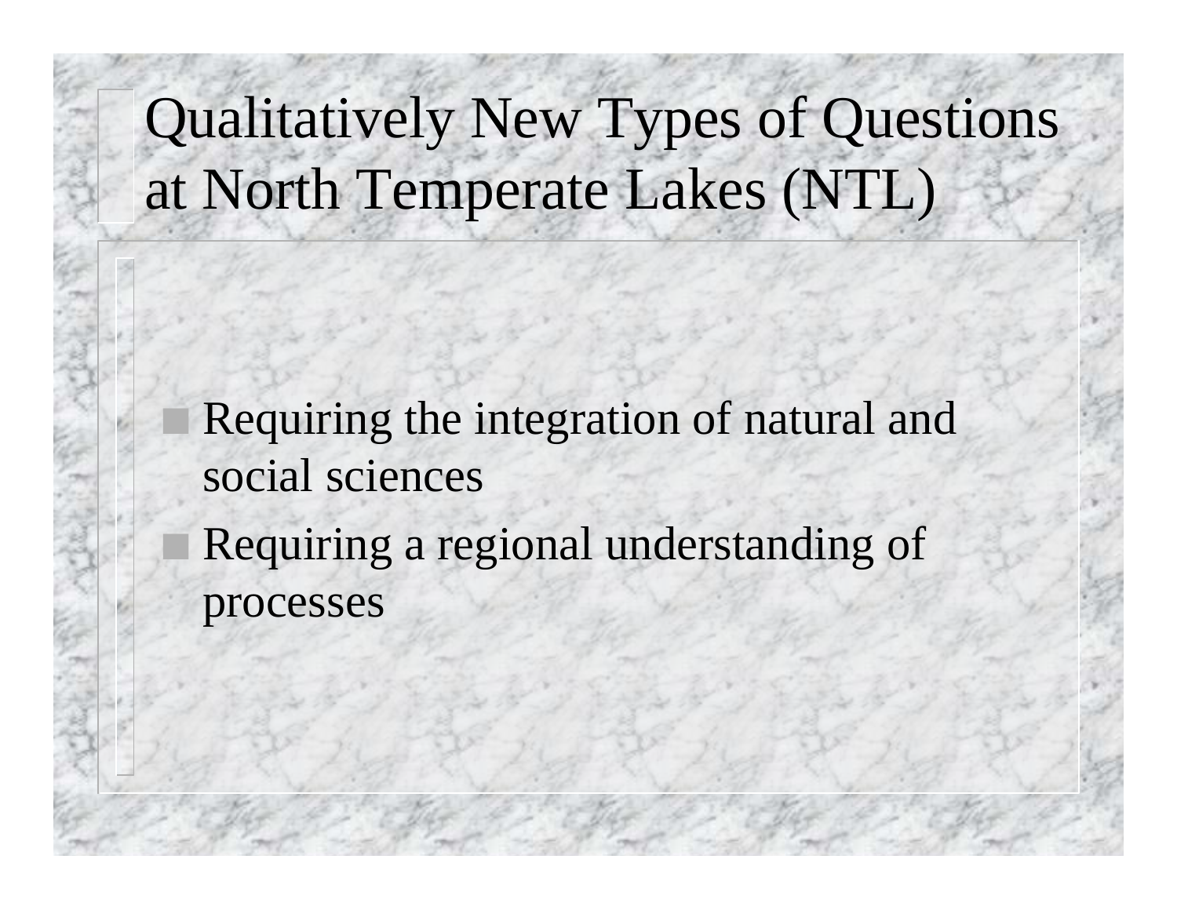# Qualitatively New Types of Questions at North Temperate Lakes (NTL)

- Requiring the integration of natural and social sciences
- Requiring a regional understanding of processes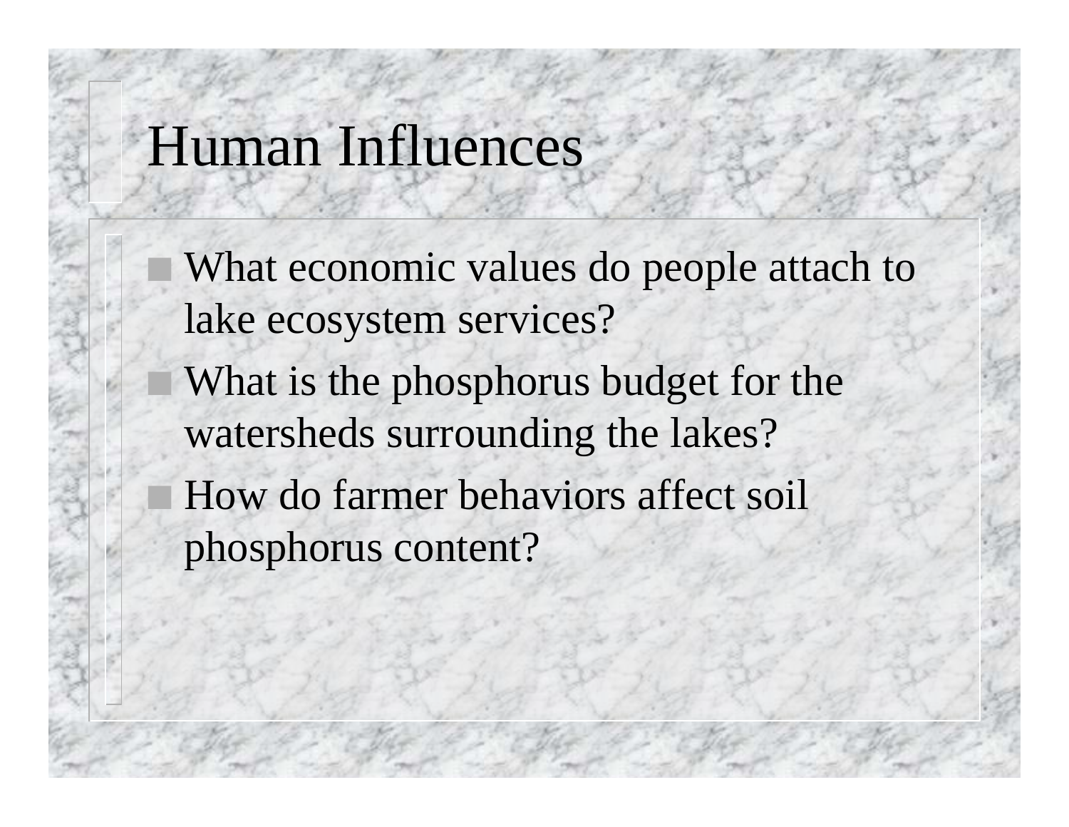# Human Influences

- What economic values do people attach to lake ecosystem services?
- What is the phosphorus budget for the watersheds surrounding the lakes?
- How do farmer behaviors affect soil phosphorus content?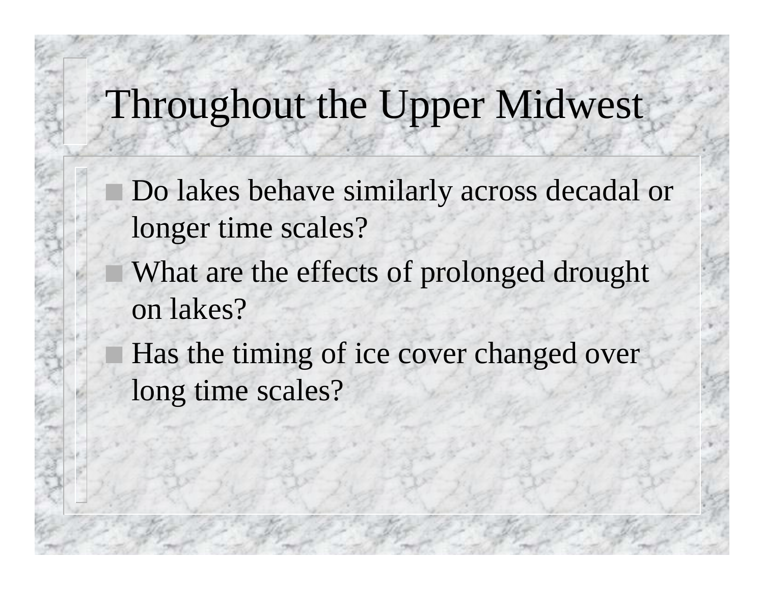# Throughout the Upper Midwest

- Do lakes behave similarly across decadal or longer time scales?
- What are the effects of prolonged drought on lakes?
- Has the timing of ice cover changed over long time scales?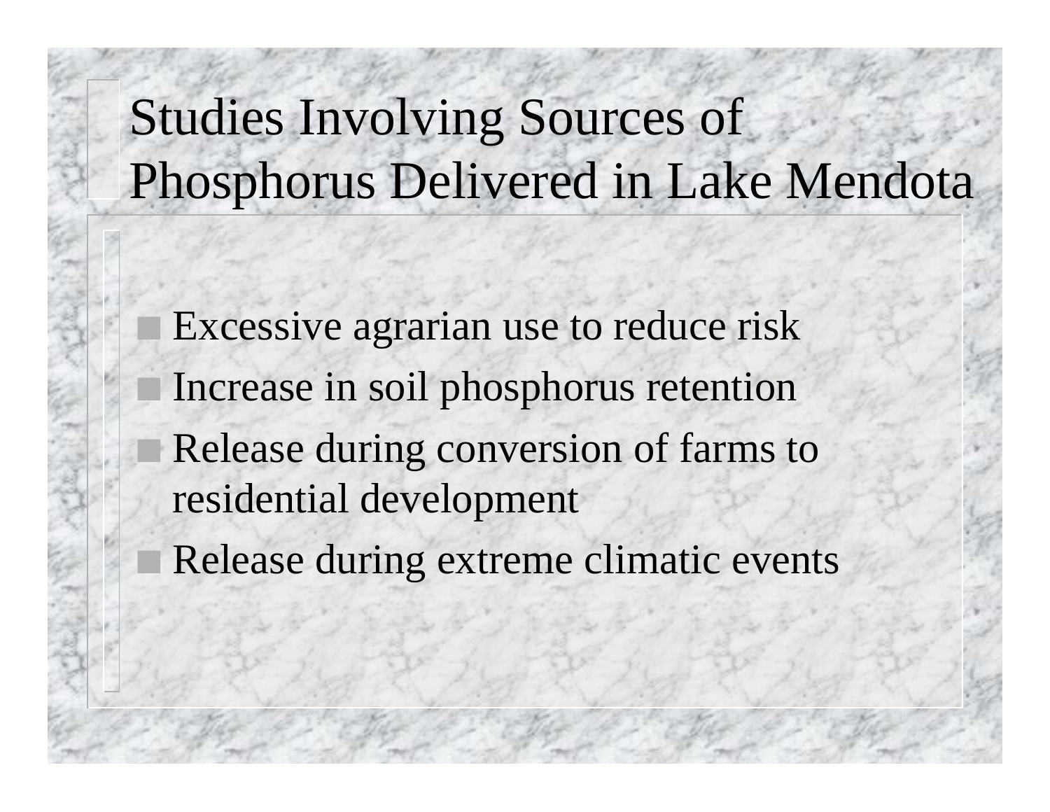# Studies Involving Sources of Phosphorus Delivered in Lake Mendota

- Excessive agrarian use to reduce risk
- Increase in soil phosphorus retention
- Release during conversion of farms to residential development
- Release during extreme climatic events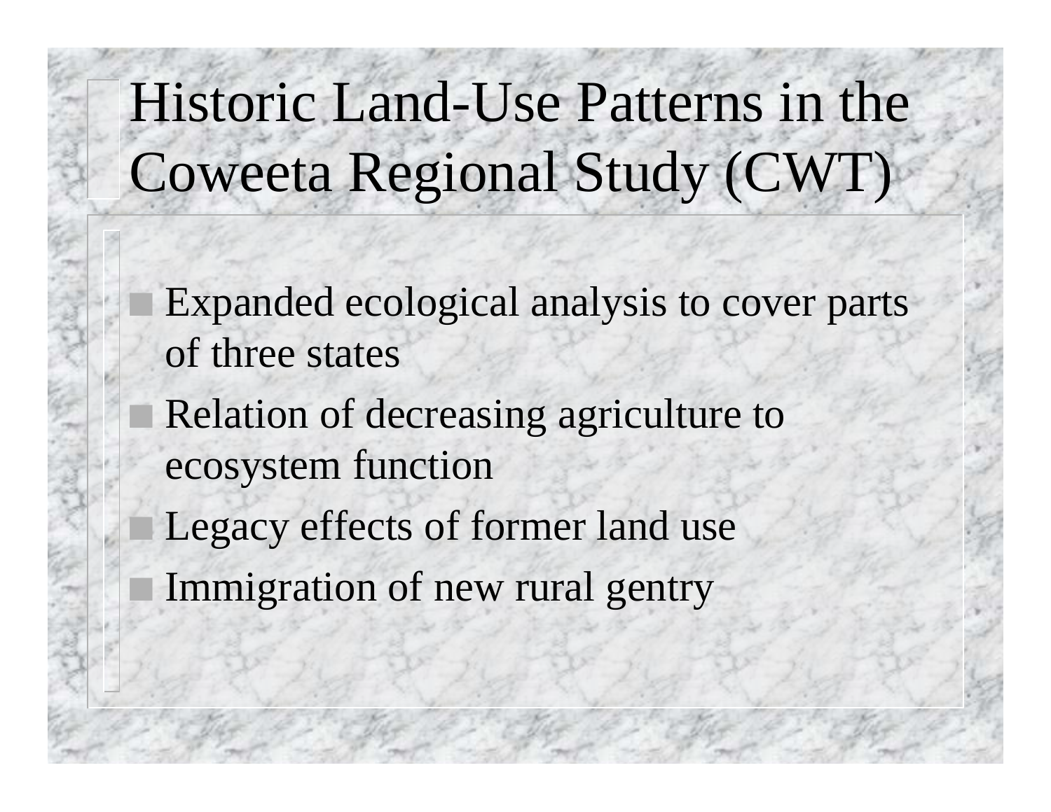# Historic Land-Use Patterns in the Coweeta Regional Study (CWT)

- Expanded ecological analysis to cover parts of three states
- Relation of decreasing agriculture to ecosystem function
- Legacy effects of former land use
- Immigration of new rural gentry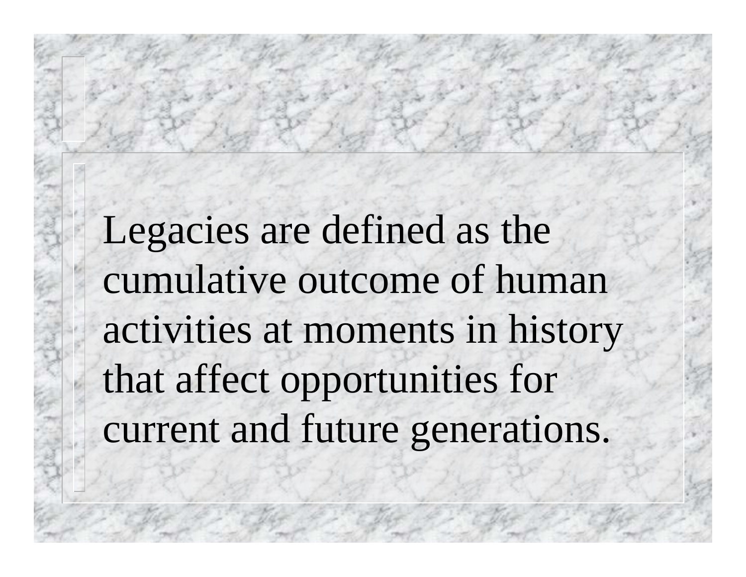Legacies are defined as the cumulative outcome of human activities at moments in history that affect opportunities for current and future generations.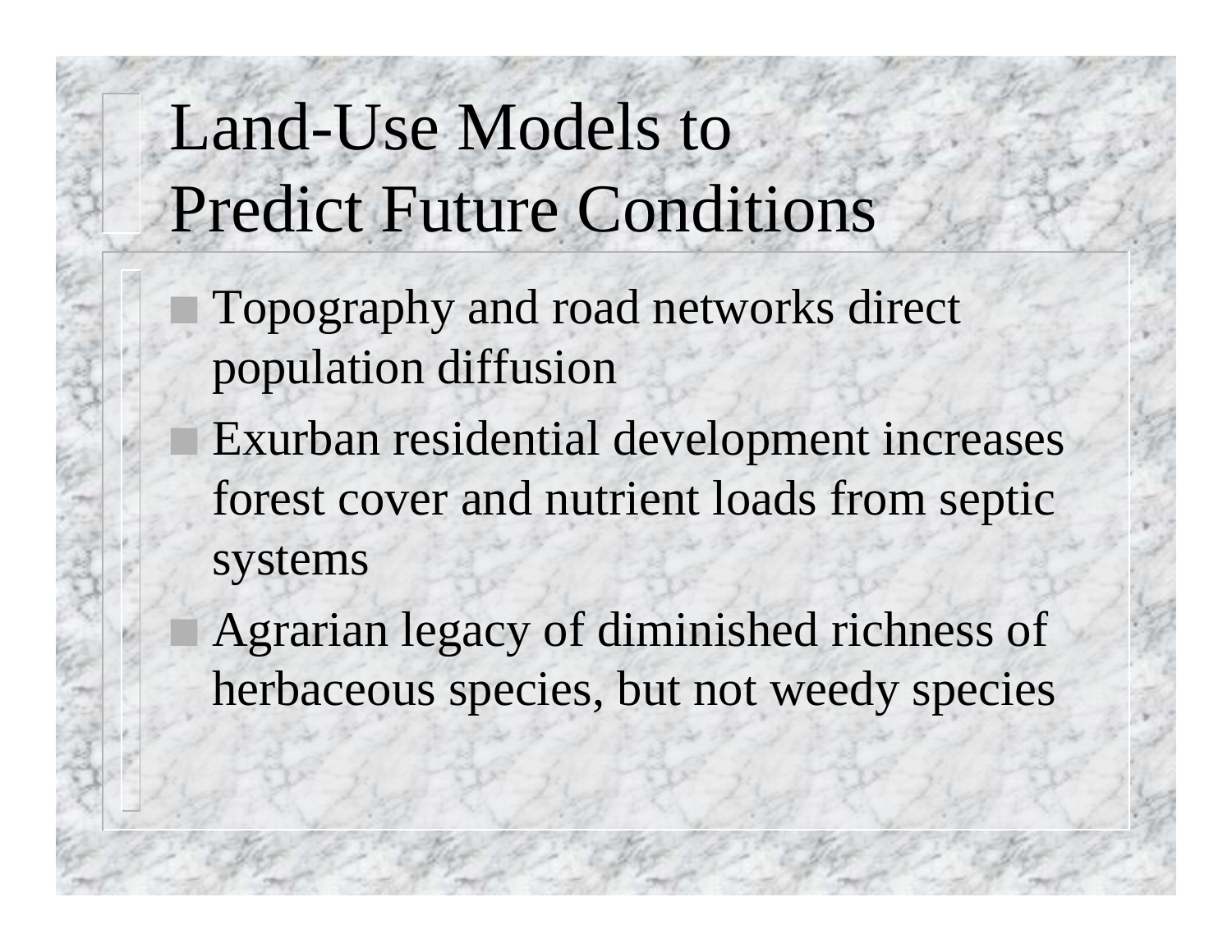# Land-Use Models to Predict Future Conditions

- Topography and road networks direct population diffusion
- Exurban residential development increases forest cover and nutrient loads from septic systems
- Agrarian legacy of diminished richness of herbaceous species, but not weedy species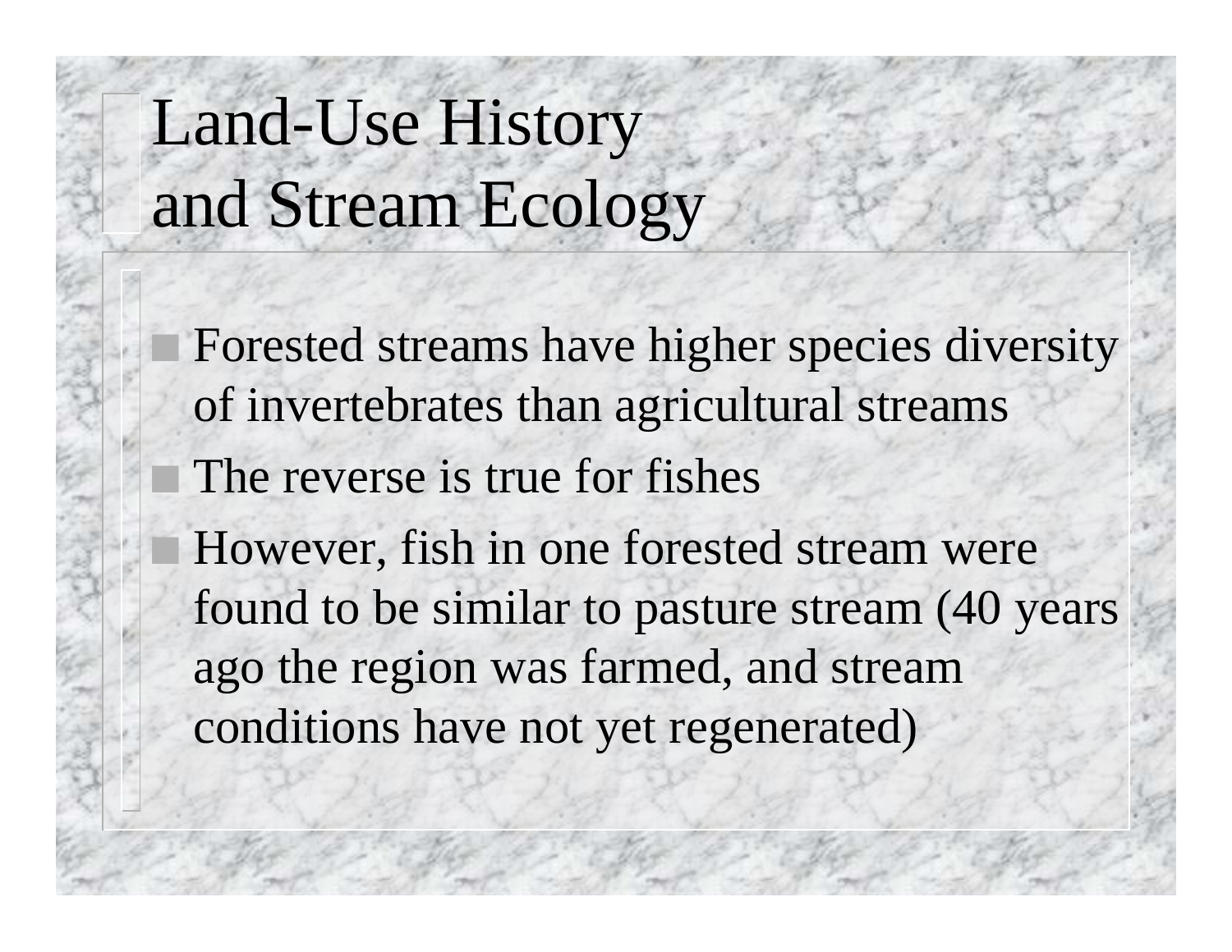# Land-Use History and Stream Ecology

- Forested streams have higher species diversity of invertebrates than agricultural streams
- The reverse is true for fishes
- However, fish in one forested stream were found to be similar to pasture stream (40 years ago the region was farmed, and stream conditions have not yet regenerated)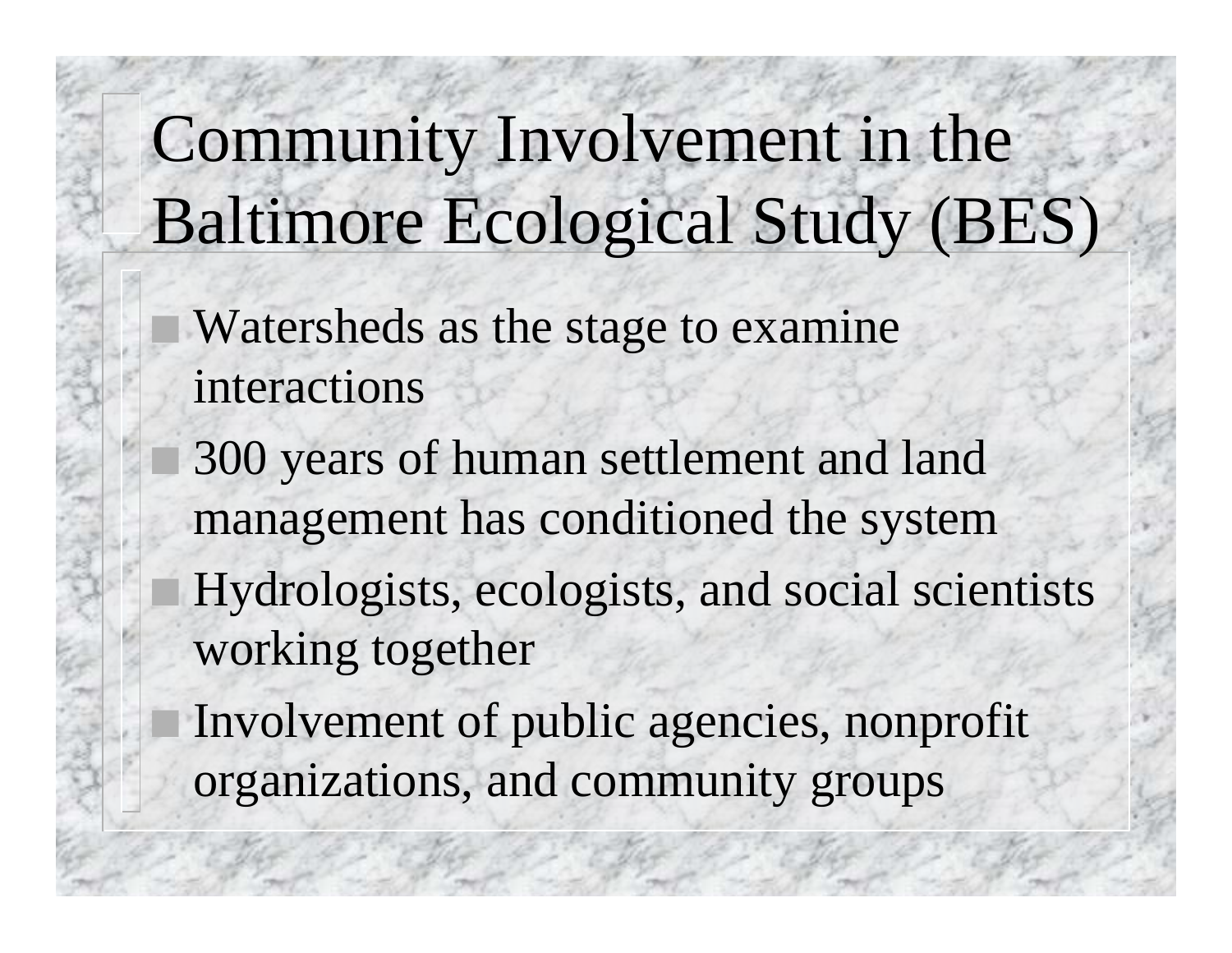# Community Involvement in the Baltimore Ecological Study (BES)

- Watersheds as the stage to examine interactions
- 300 years of human settlement and land management has conditioned the system
- Hydrologists, ecologists, and social scientists working together
- Involvement of public agencies, nonprofit organizations, and community groups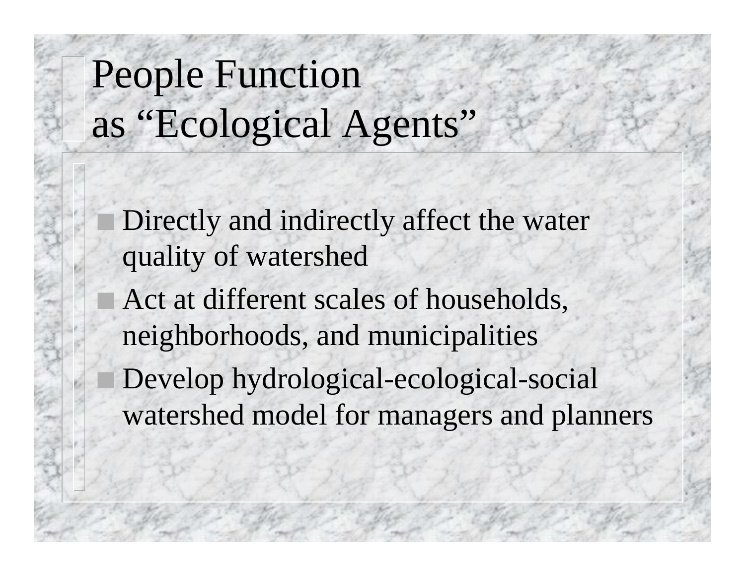# People Function as "Ecological Agents"

- Directly and indirectly affect the water quality of watershed
- Act at different scales of households, neighborhoods, and municipalities
- Develop hydrological-ecological-social watershed model for managers and planners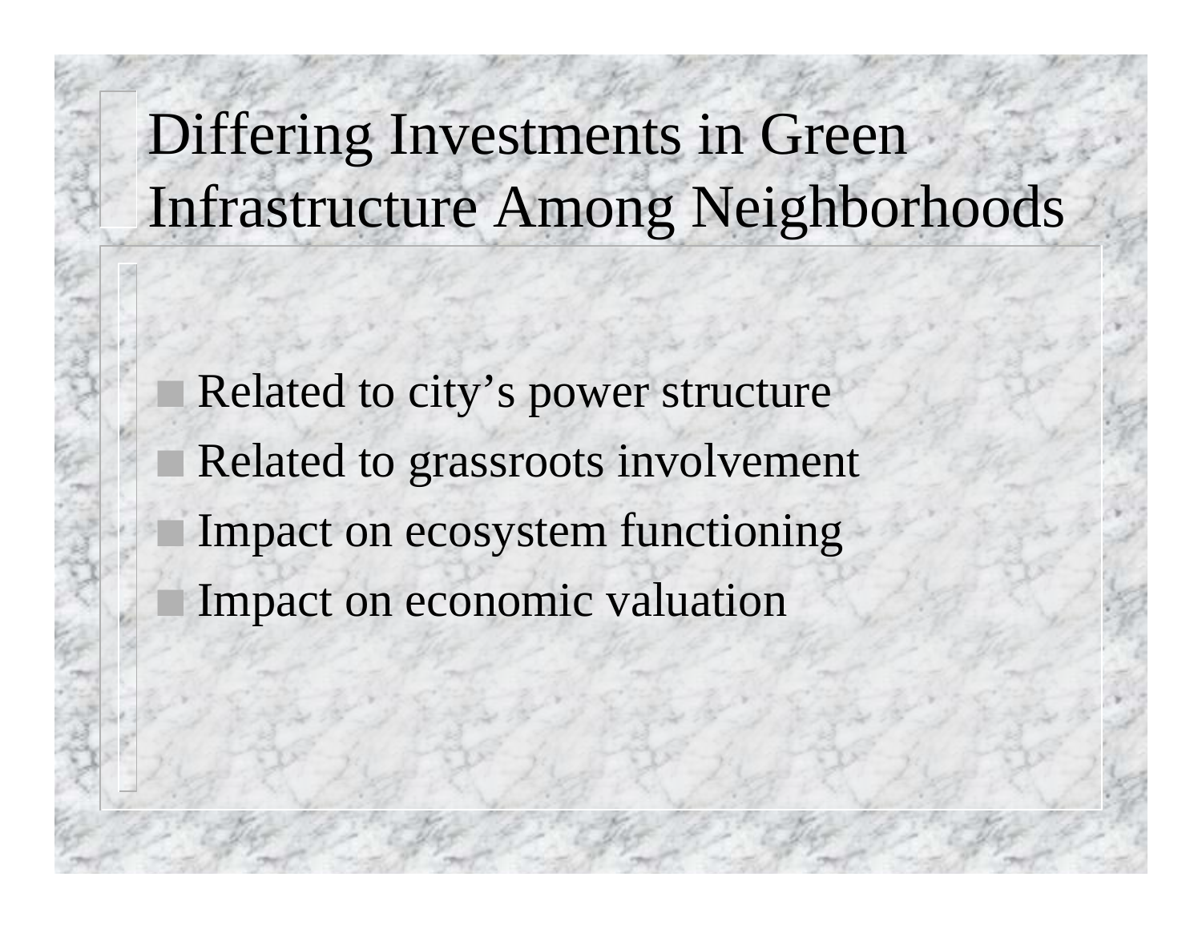# Differing Investments in Green Infrastructure Among Neighborhoods

- Related to city's power structure
- Related to grassroots involvement
- Impact on ecosystem functioning
- Impact on economic valuation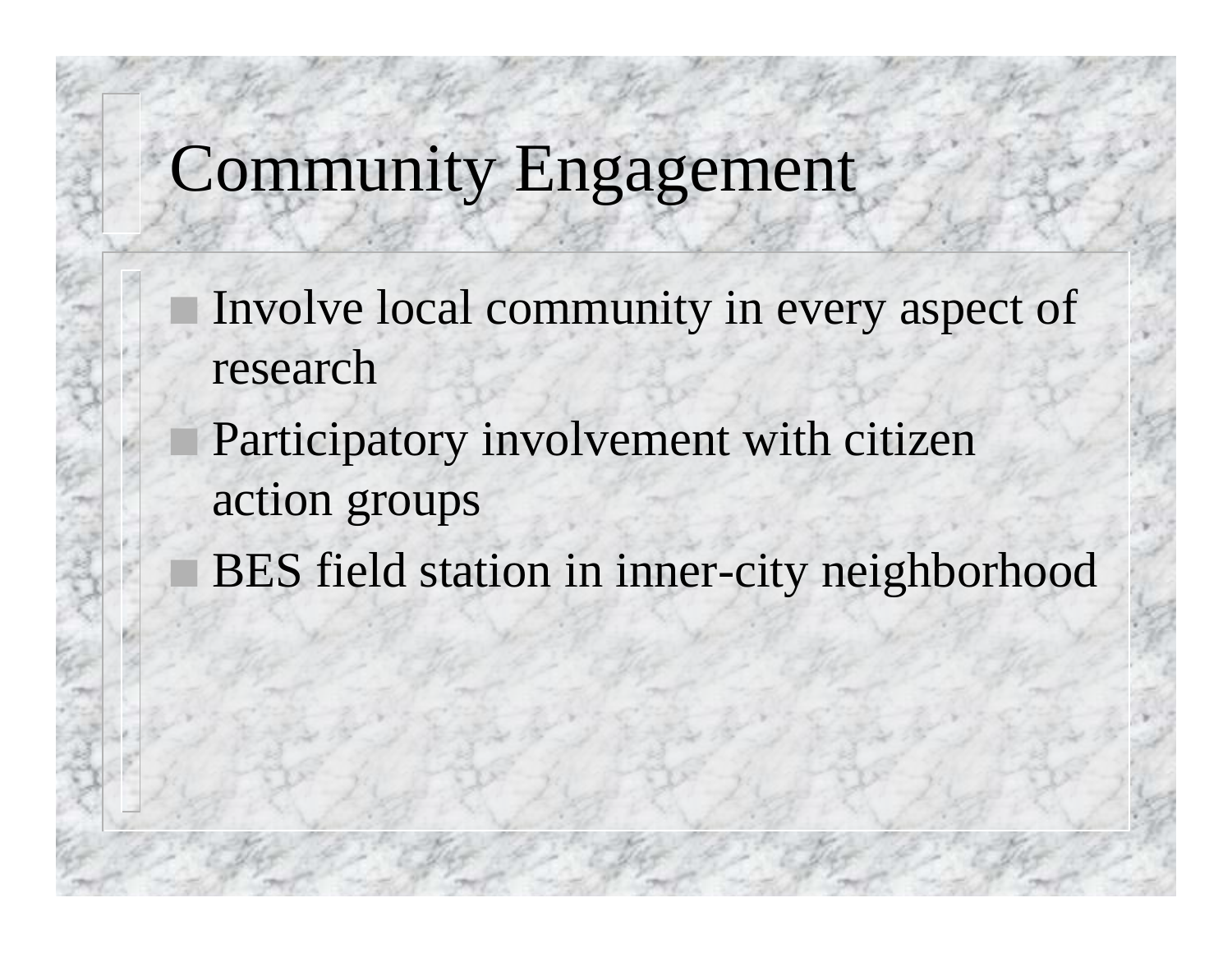# Community Engagement

- Involve local community in every aspect of research
- Participatory involvement with citizen action groups
- BES field station in inner-city neighborhood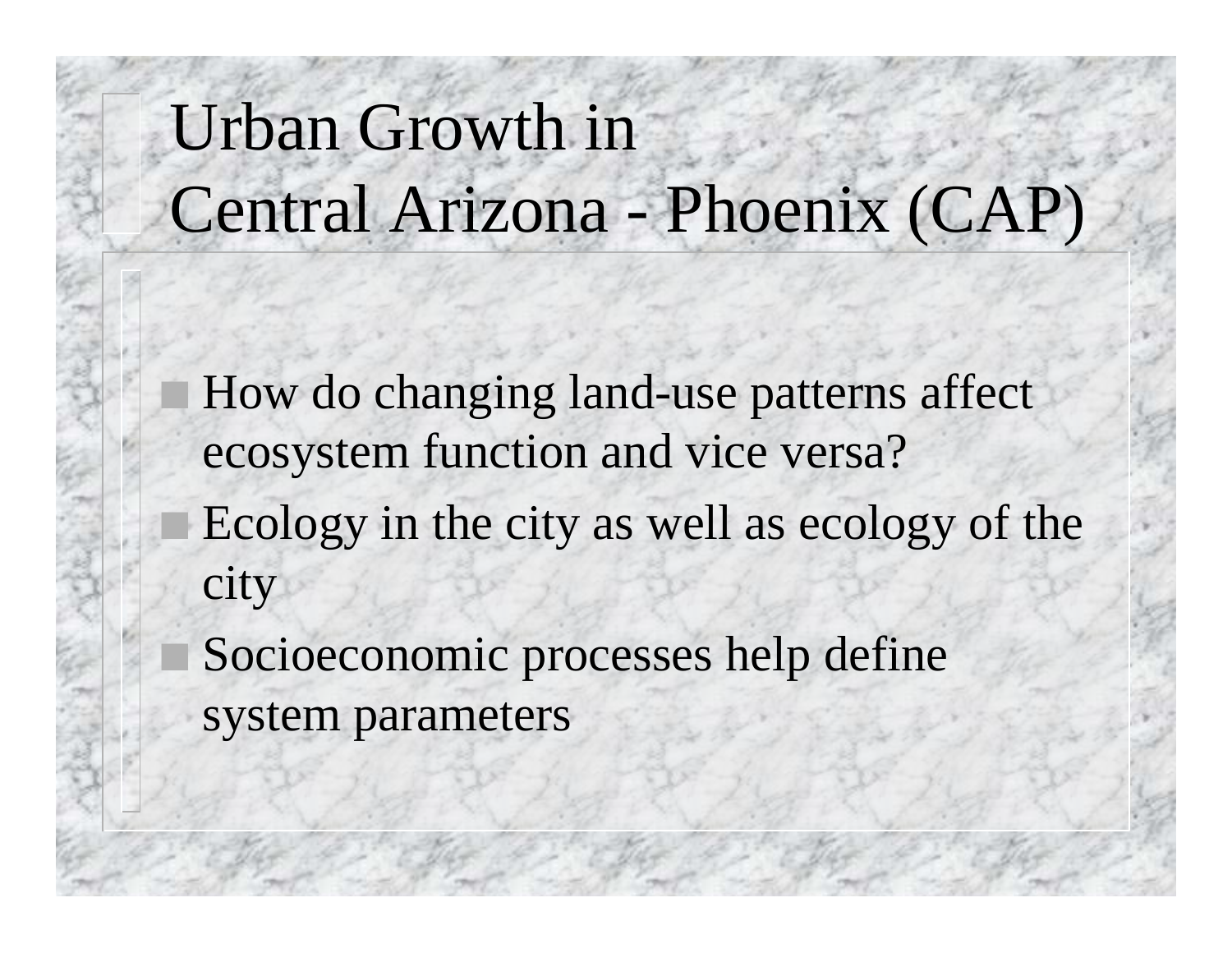# Urban Growth in Central Arizona - Phoenix (CAP)

- How do changing land-use patterns affect ecosystem function and vice versa?
- Ecology in the city as well as ecology of the city
- Socioeconomic processes help define system parameters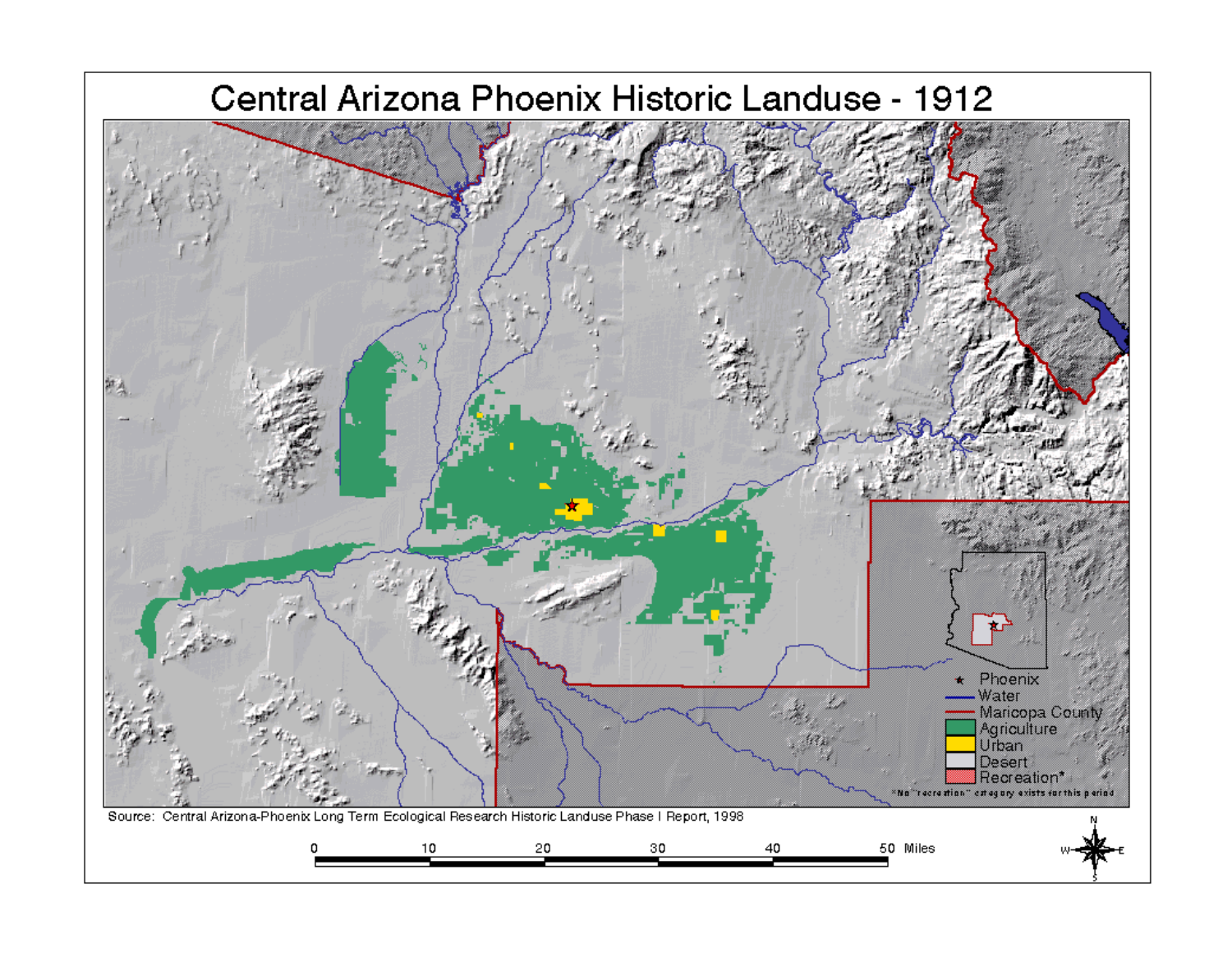# Central Arizona Phoenix Historic Landuse - 1912

- ★ Phoenix
- Water
- Maricopa County
- Agriculture
- Urban
- Desert
- Recreation*

*No "recreation" category exists for this period

Source: Central Arizona-Phoenix Long Term Ecological Research Historic Landuse Phase I Report, 1998

0 10 20 30 40 50 Miles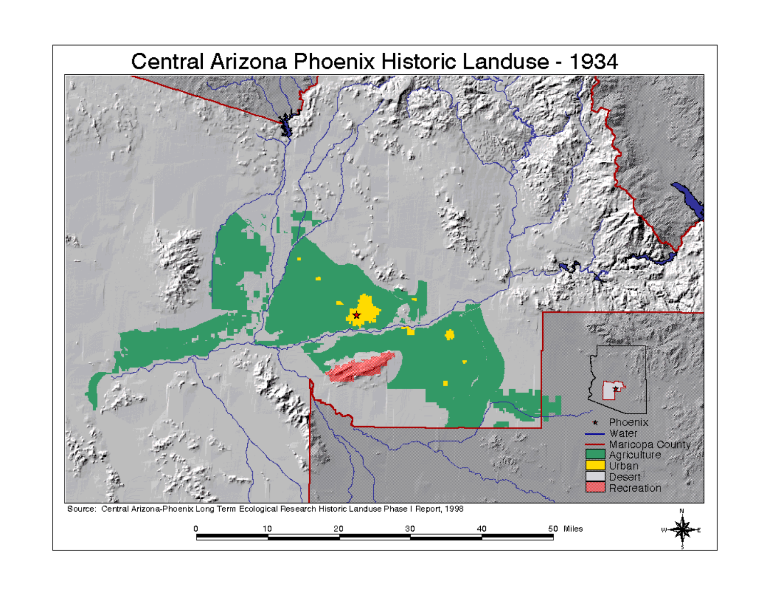# Central Arizona Phoenix Historic Landuse - 1934

- ★ Phoenix
- Water
- Maricopa County
- Agriculture
- Urban
- Desert
- Recreation

Source: Central Arizona-Phoenix Long Term Ecological Research Historic Landuse Phase I Report, 1998

0 10 20 30 40 50 Miles

N W E S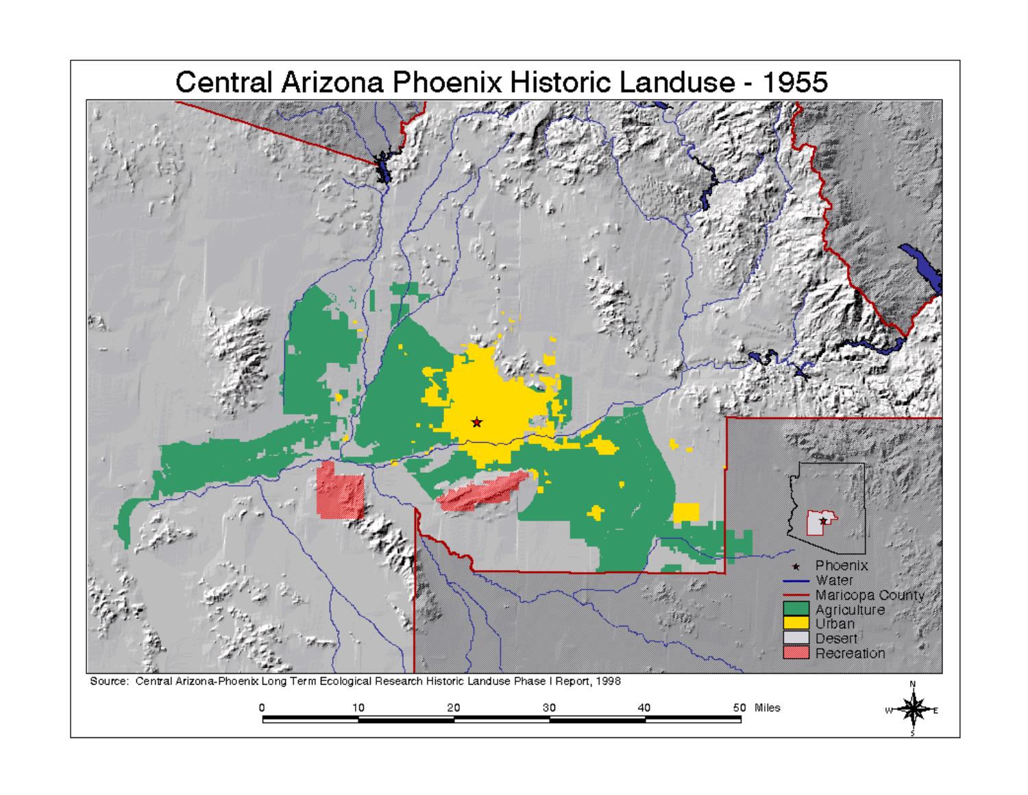# Central Arizona Phoenix Historic Landuse - 1955

★ Phoenix
Water
Maricopa County
Agriculture
Urban
Desert
Recreation

Source: Central Arizona-Phoenix Long Term Ecological Research Historic Landuse Phase I Report, 1998

0 10 20 30 40 50 Miles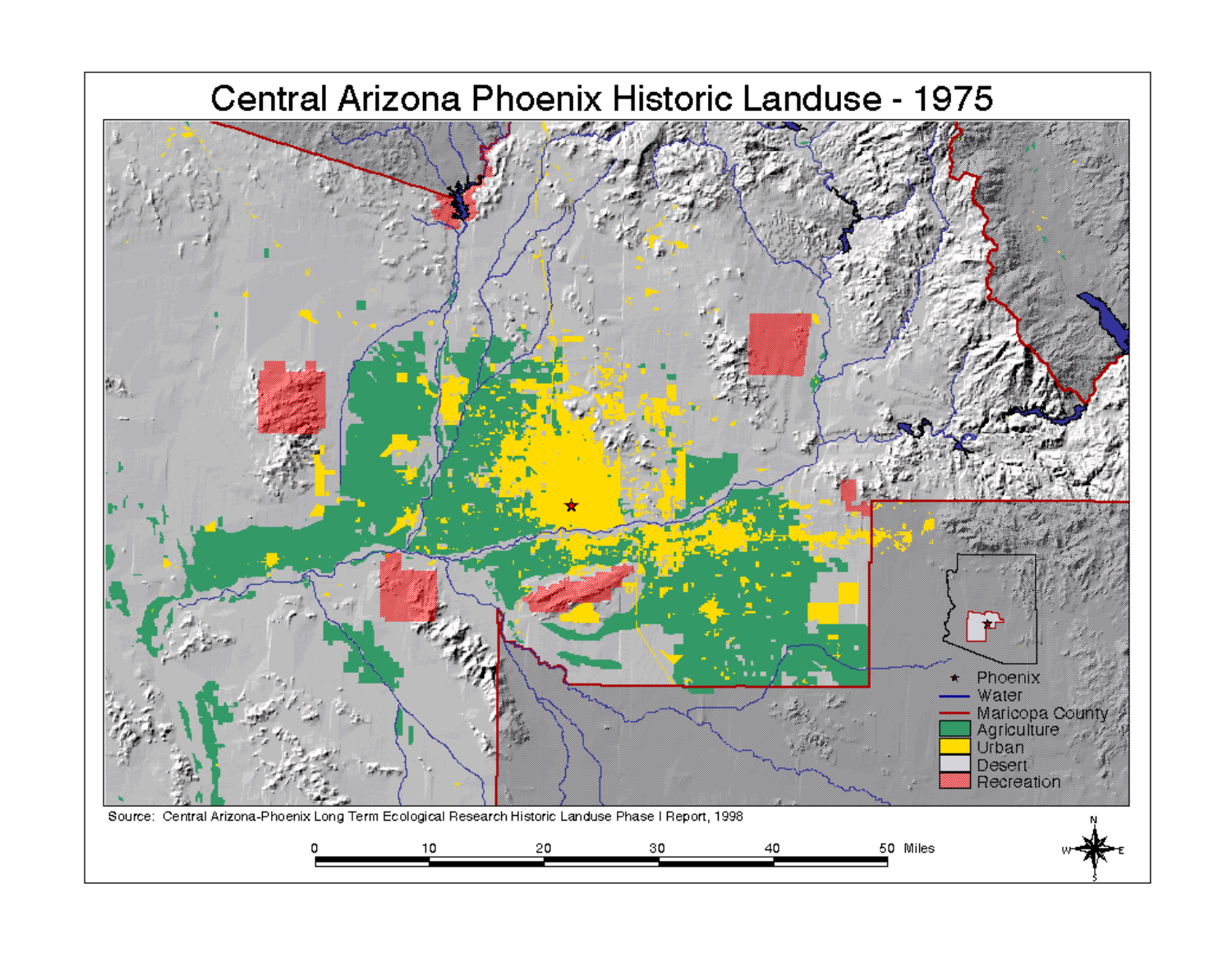# Central Arizona Phoenix Historic Landuse - 1975

- ★ Phoenix
- Water
- Maricopa County
- Agriculture
- Urban
- Desert
- Recreation

Source: Central Arizona-Phoenix Long Term Ecological Research Historic Landuse Phase I Report, 1998

0 10 20 30 40 50 Miles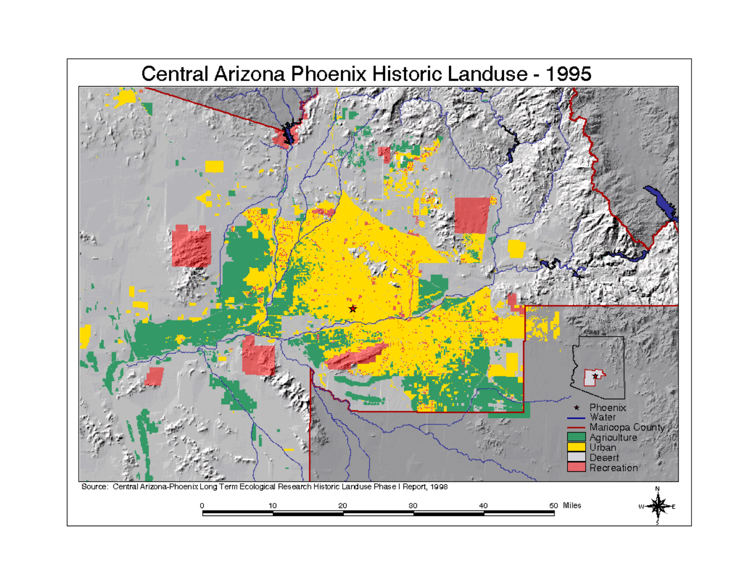# Central Arizona Phoenix Historic Landuse - 1995

- ★ Phoenix
- Water
- Maricopa County
- Agriculture
- Urban
- Desert
- Recreation

Source: Central Arizona-Phoenix Long Term Ecological Research Historic Landuse Phase I Report, 1998

0 10 20 30 40 50 Miles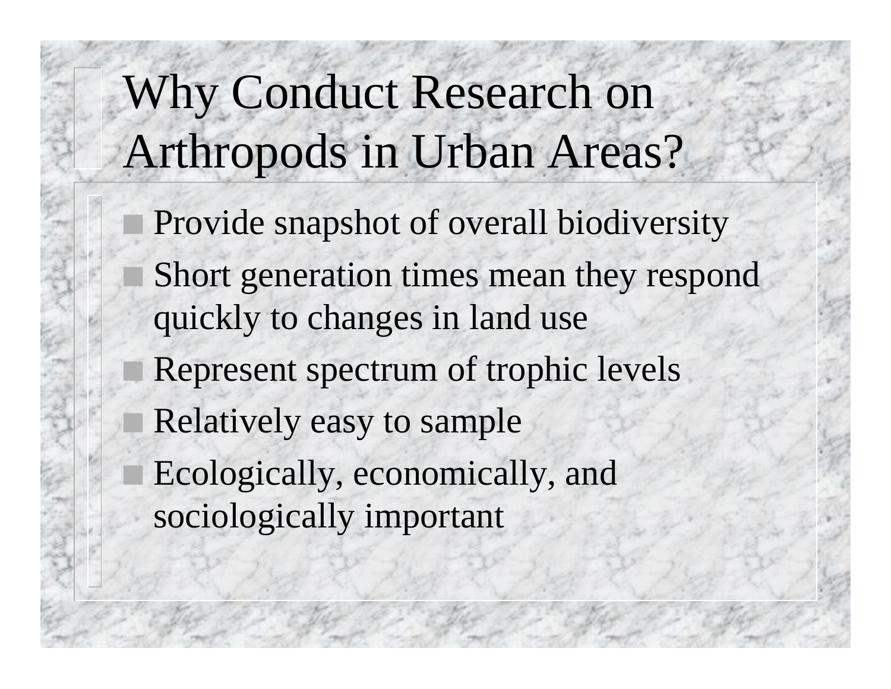# Why Conduct Research on Arthropods in Urban Areas?

- Provide snapshot of overall biodiversity
- Short generation times mean they respond quickly to changes in land use
- Represent spectrum of trophic levels
- Relatively easy to sample
- Ecologically, economically, and sociologically important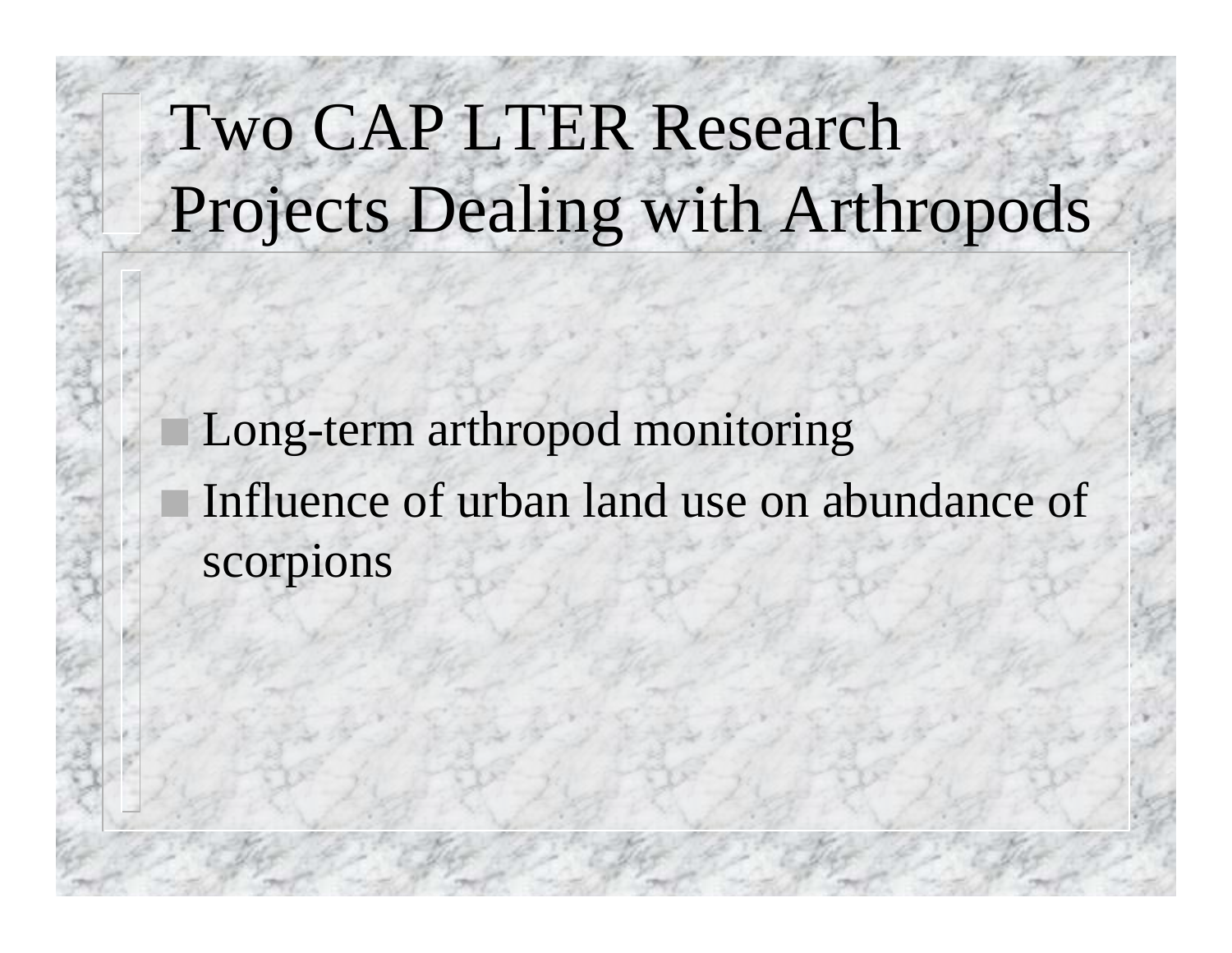# Two CAP LTER Research Projects Dealing with Arthropods

- Long-term arthropod monitoring
- Influence of urban land use on abundance of scorpions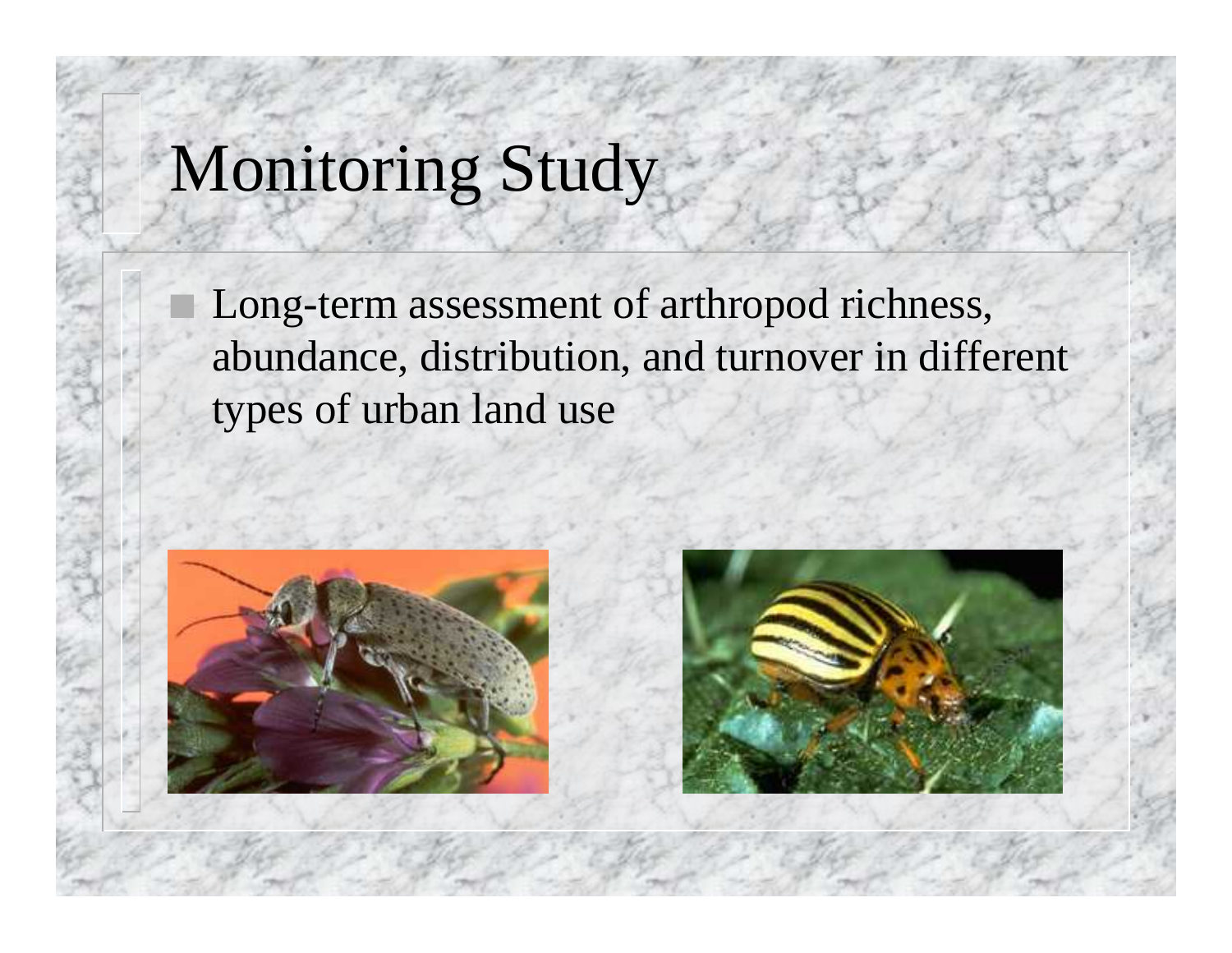# Monitoring Study

- Long-term assessment of arthropod richness, abundance, distribution, and turnover in different types of urban land use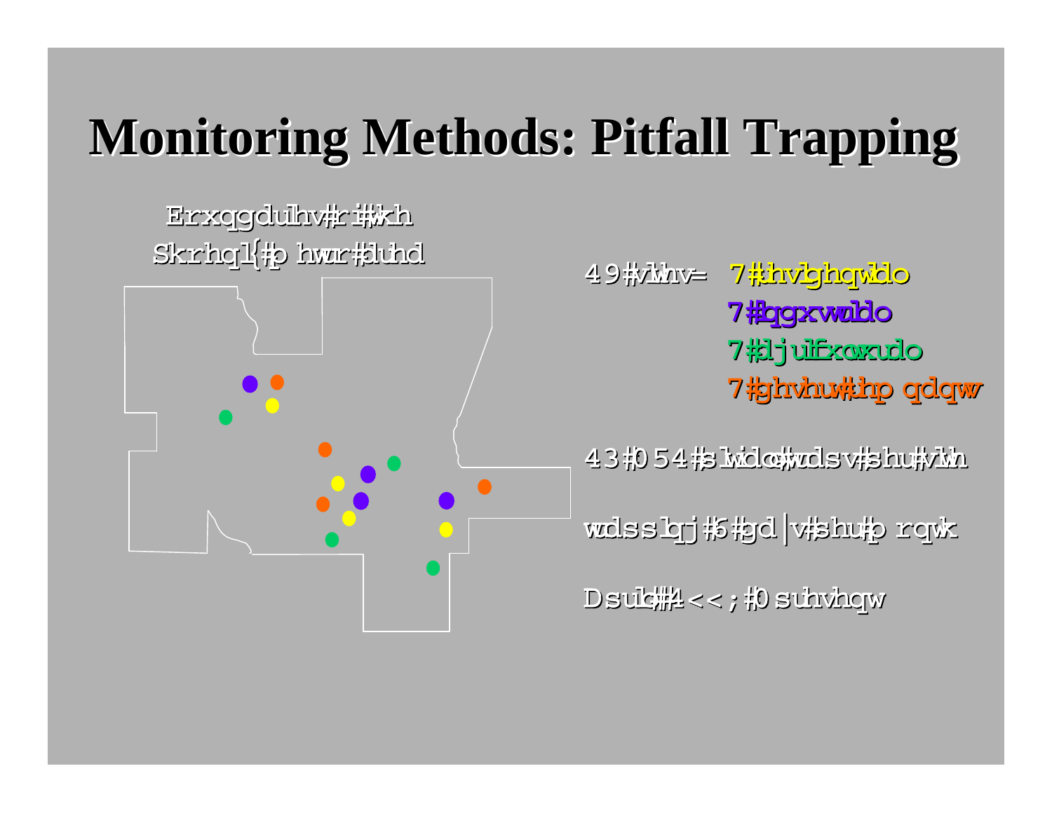# Monitoring Methods: Pitfall Trapping

Erxqgdulhv#ri#wkh
Skrhql{#p hwur#duhd

49#vlwhv= 7#uhvlghqwldo
7#lqgxvwuldo
7#djulfxowxudo
7#ghvhuw#uhp qdqw

43#0 54#slwidoo#wudsv#shu#vlwh

wdsslqj#6#gd|v#shu#p rqwk

Dsulo#4<<;#0 suhvhqw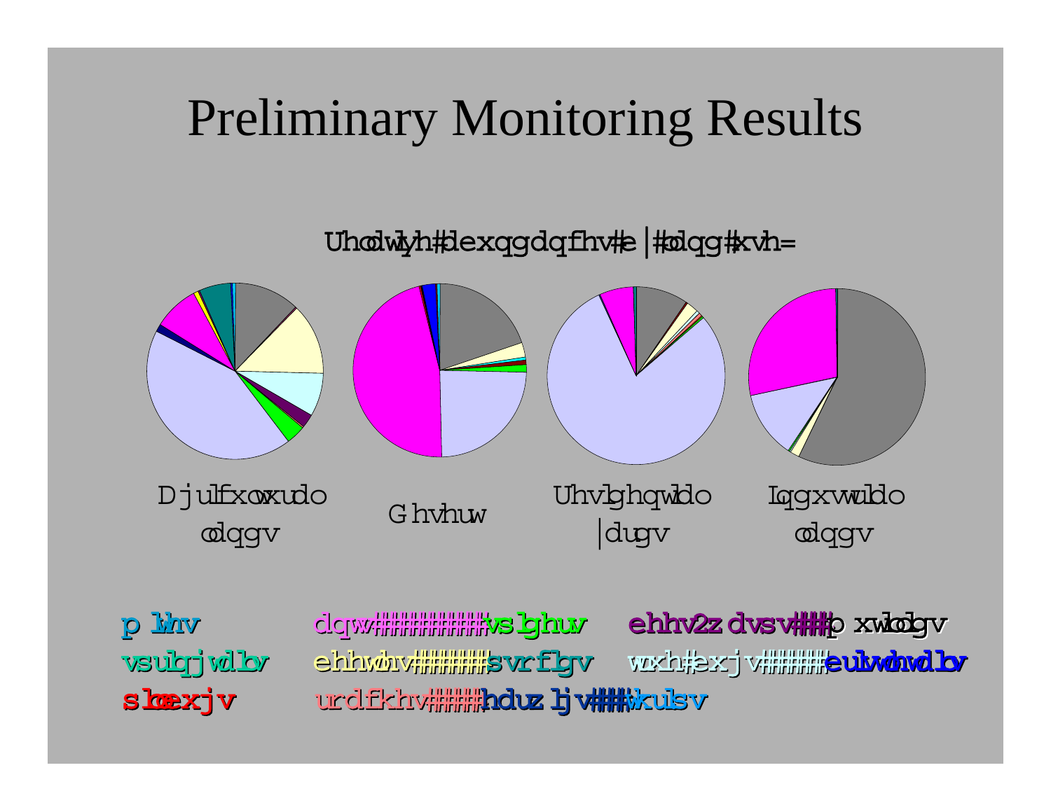# Preliminary Monitoring Results

Uhodwlyh#dexqgdqfhv#e|#odqg#xvh=

| Djulfxowxudo odqgv | Ghvhuw | Uhvlghqwldo \|dugv | Lqgxvwuldo odqgv |
| --- | --- | --- | --- |

p lwhv dqw###########vslghuv ehhv2z dvsv####p xwlodgv

vsulqjwdlov ehhwohv######svrflgv wxh#exjv#####eulvwohwdlov

sloeexjv urdfkhv####hduz ljv###wkulsv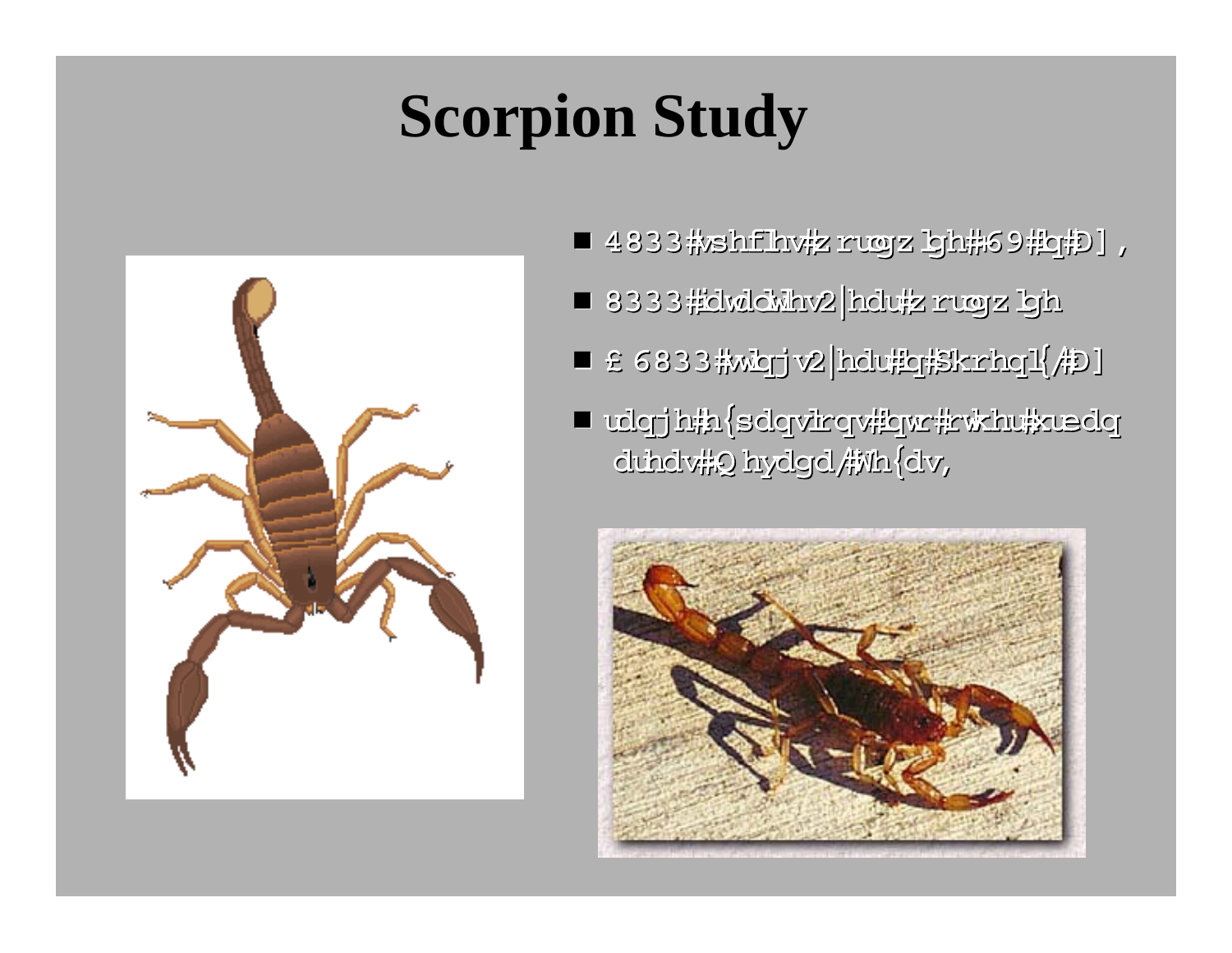# Scorpion Study

- 4833#vshflhv#zruogzlgh#69#lq#D],
- 8333#idwdolwlhv2|hdu#zruogzlgh
- £ 6833#wlqjv2|hdu#lq#Skrhql{/#D]
- udqjh#h{sdqvlrqv#lqwr#rwkhu#xuedq duhdv#Qhydgd/#Wh{dv,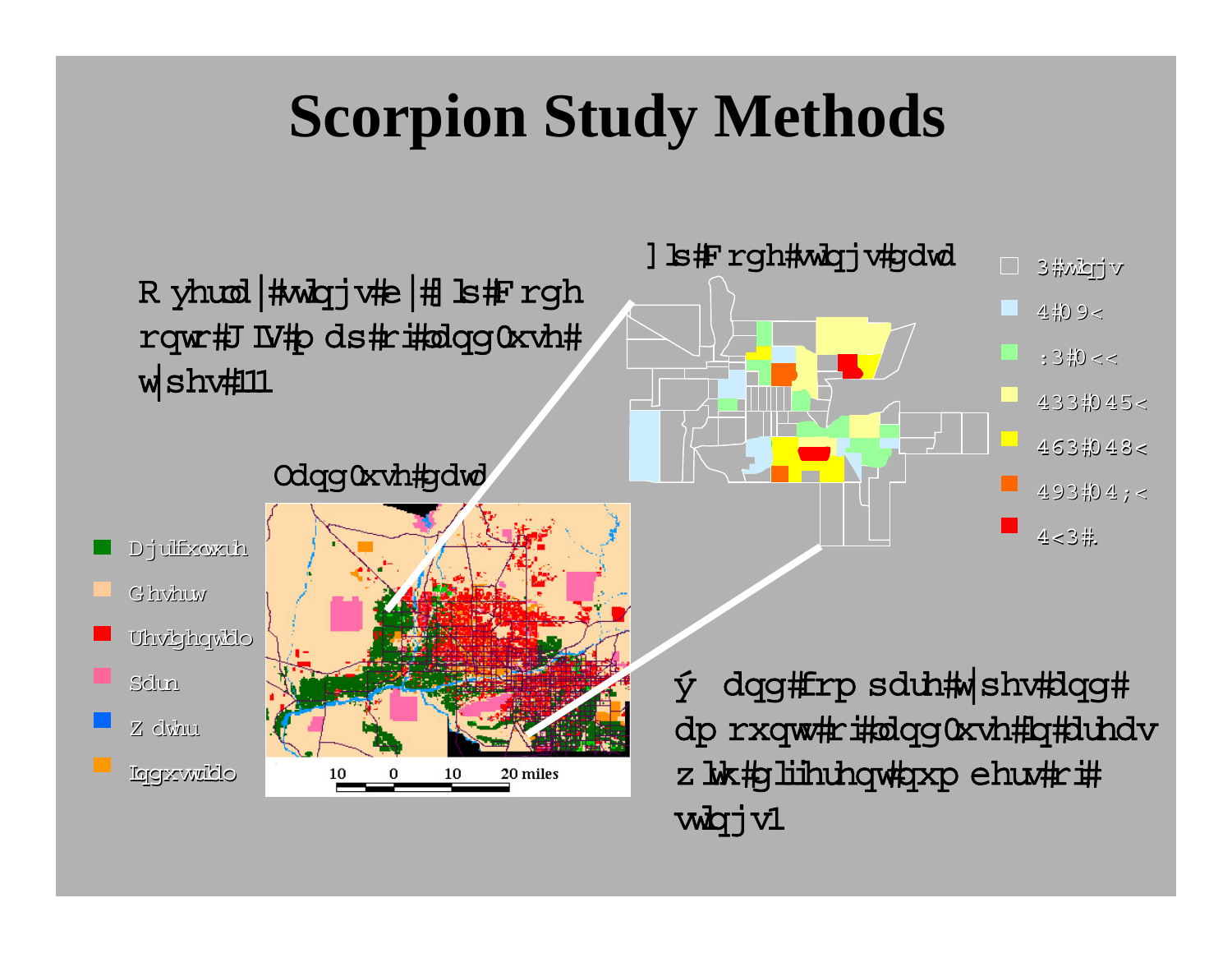# Scorpion Study Methods

R yhuod|#vwlqjv#e|#]ls#Frgh rqwr#J IV#p ds#ri#odqg0xvh#w|shv#11

]ls#Frgh#vwlqjv#gdwd

- 3#vwlqjv
- 4#0 9<
- :3#0 <<
- 433#0 45<
- 463#0 48<
- 493#0 4;<
- 4<3#.

Odqg0xvh#gdwd

- Djulfxowxuh
- Ghvhuw
- Uhvlghqwldo
- Sdun
- Z dwhu
- Lqgxvwuldo

10 0 10 20 miles

ý dqg#frp sduh#w|shv#dqg# dp rxqw#ri#odqg0xvh#lq#duhdv z lwk#gliihuhqw#qxp ehuv#ri# vwlqjv1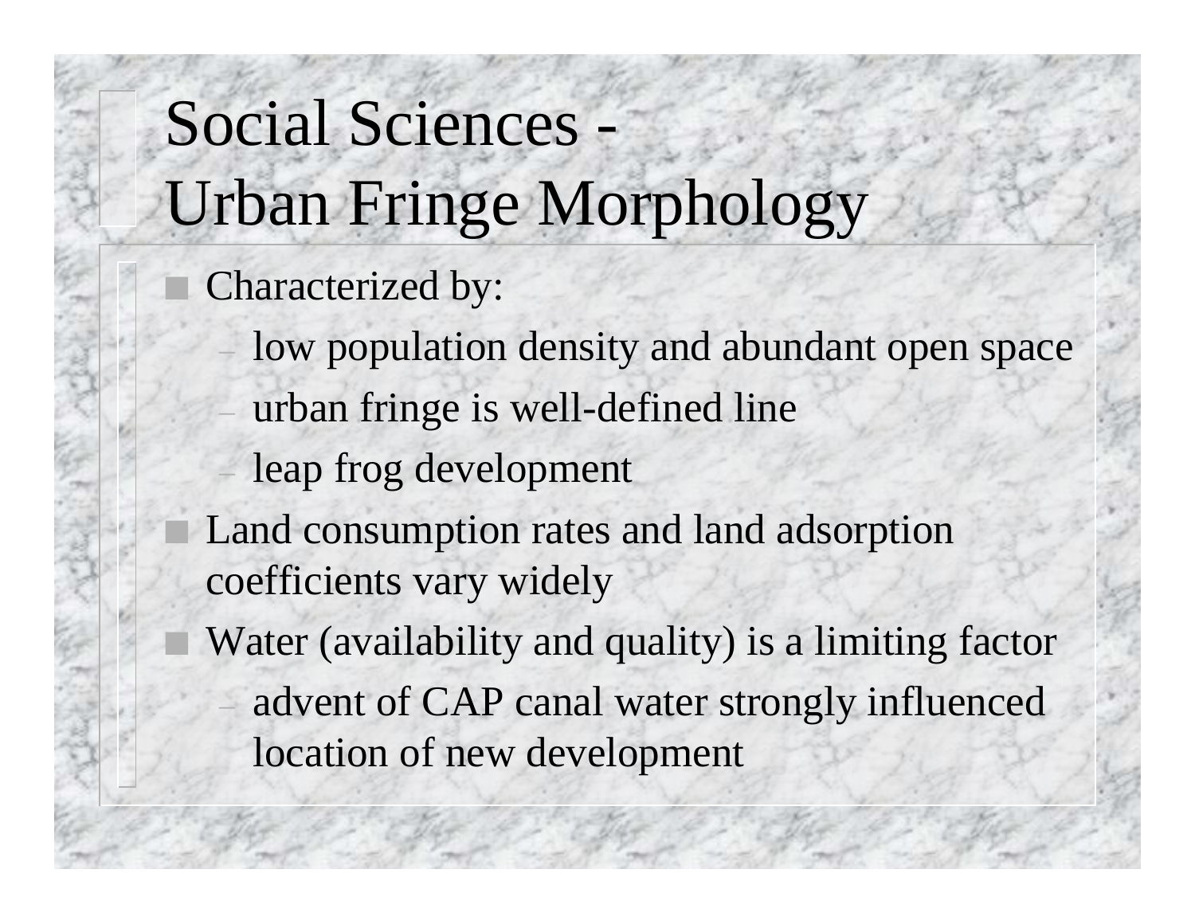# Social Sciences - Urban Fringe Morphology

- Characterized by:
  - low population density and abundant open space
  - urban fringe is well-defined line
  - leap frog development
- Land consumption rates and land adsorption coefficients vary widely
- Water (availability and quality) is a limiting factor
  - advent of CAP canal water strongly influenced location of new development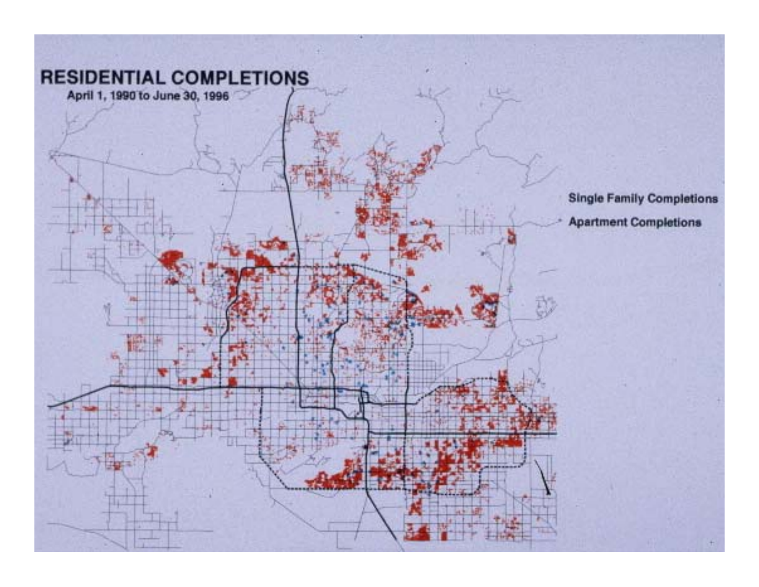# RESIDENTIAL COMPLETIONS

April 1, 1990 to June 30, 1996

Single Family Completions

Apartment Completions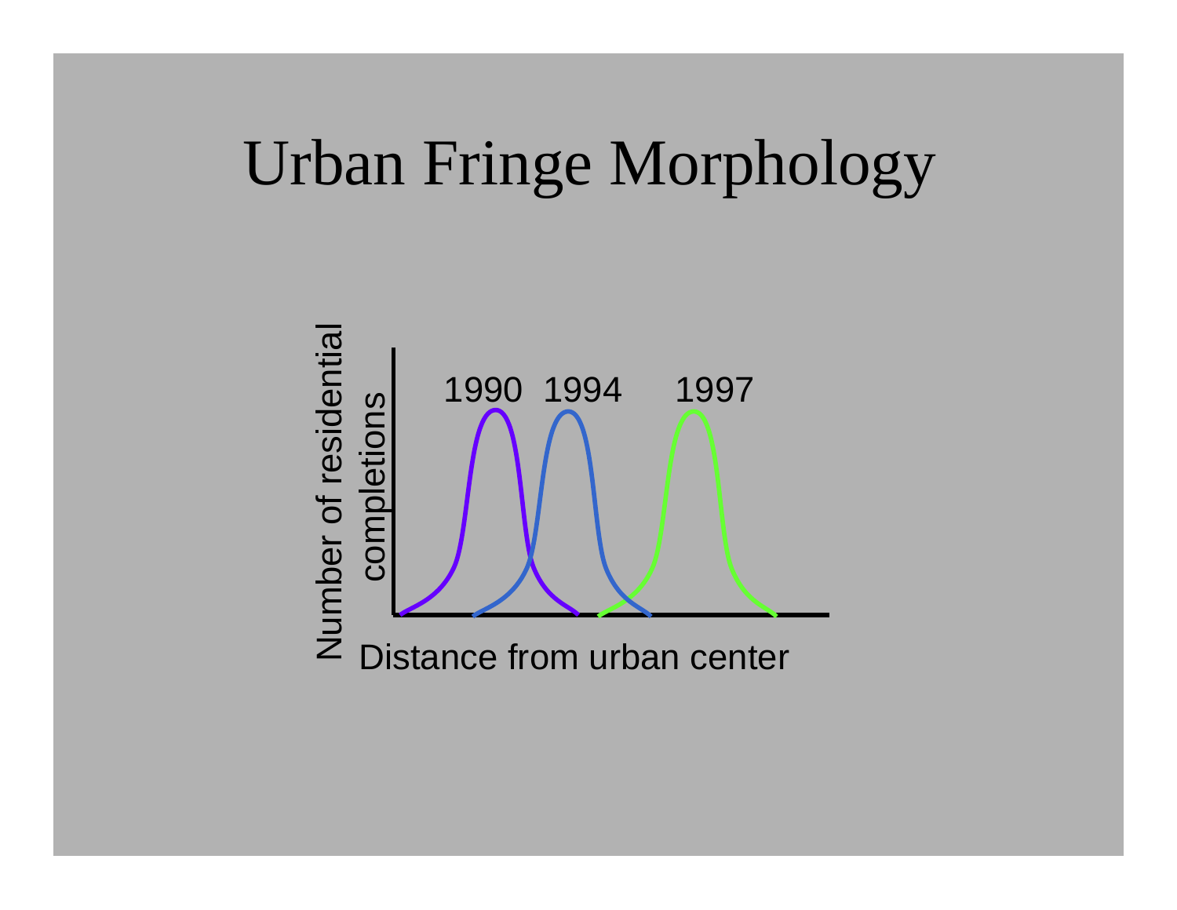# Urban Fringe Morphology

Number of residential completions

1990 1994 1997

Distance from urban center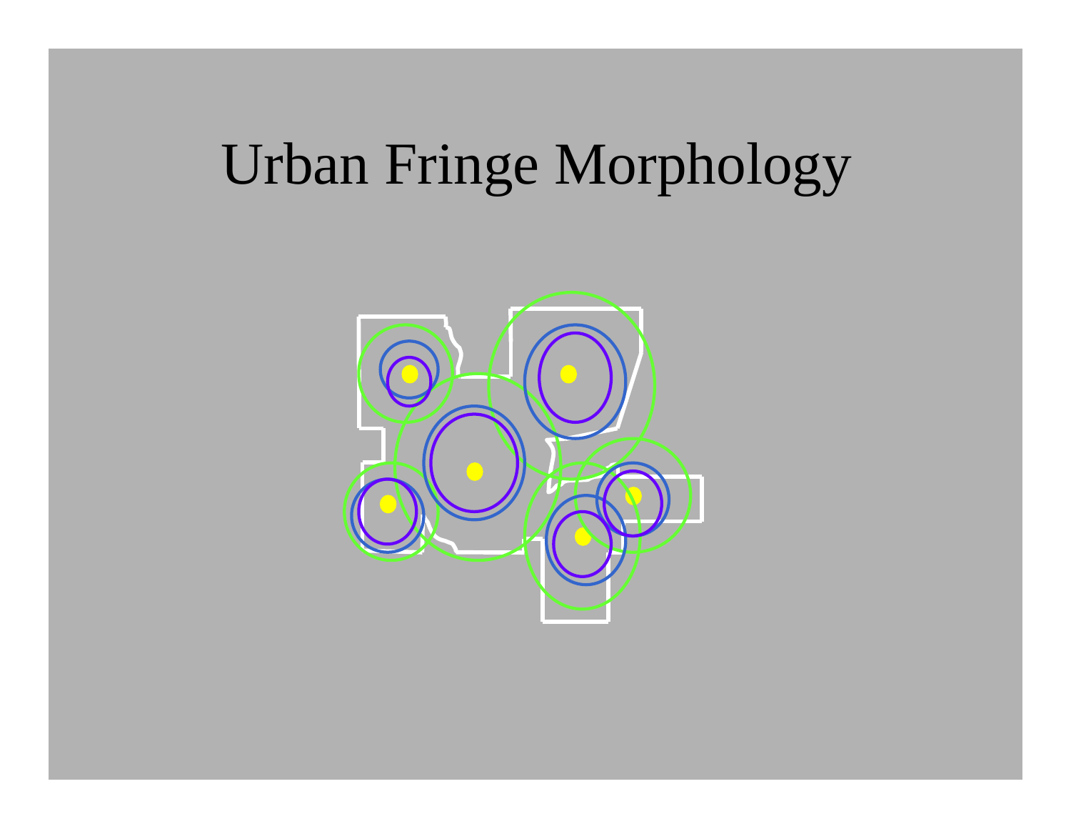# Urban Fringe Morphology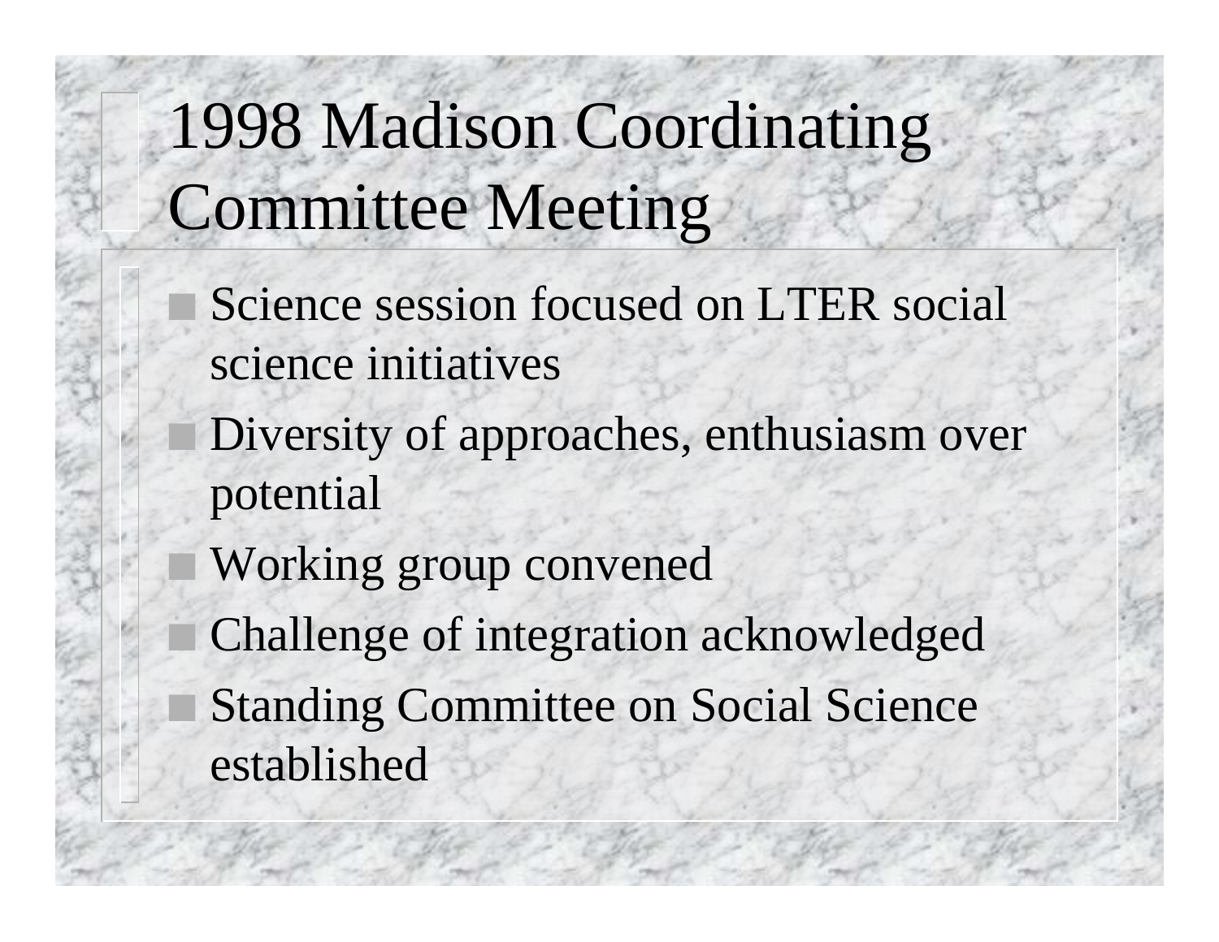# 1998 Madison Coordinating Committee Meeting

- Science session focused on LTER social science initiatives
- Diversity of approaches, enthusiasm over potential
- Working group convened
- Challenge of integration acknowledged
- Standing Committee on Social Science established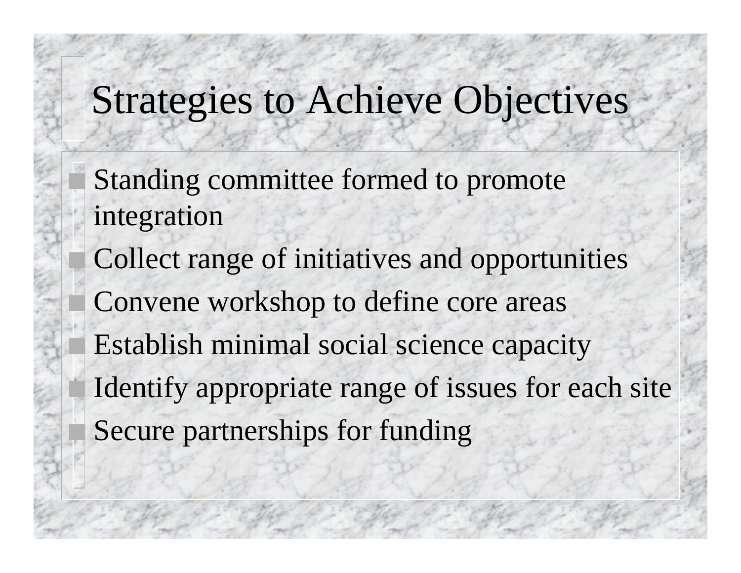# Strategies to Achieve Objectives

- Standing committee formed to promote integration
- Collect range of initiatives and opportunities
- Convene workshop to define core areas
- Establish minimal social science capacity
- Identify appropriate range of issues for each site
- Secure partnerships for funding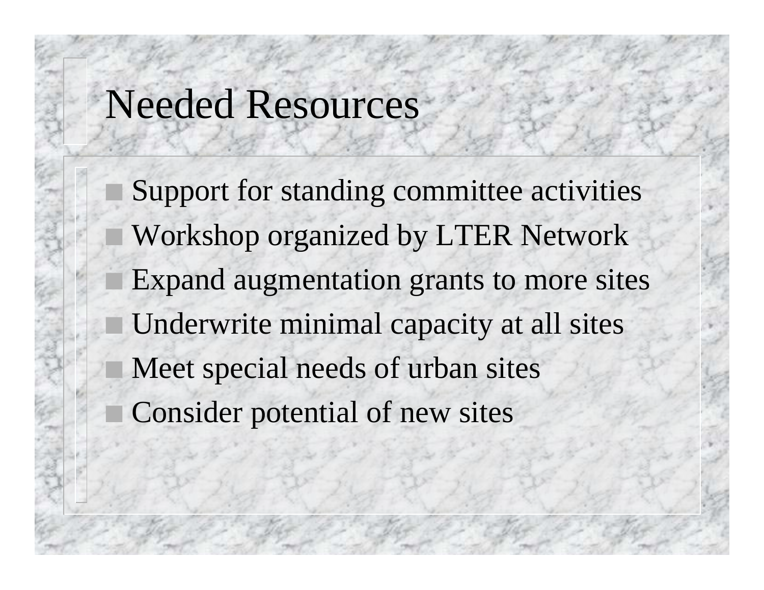# Needed Resources

- Support for standing committee activities
- Workshop organized by LTER Network
- Expand augmentation grants to more sites
- Underwrite minimal capacity at all sites
- Meet special needs of urban sites
- Consider potential of new sites